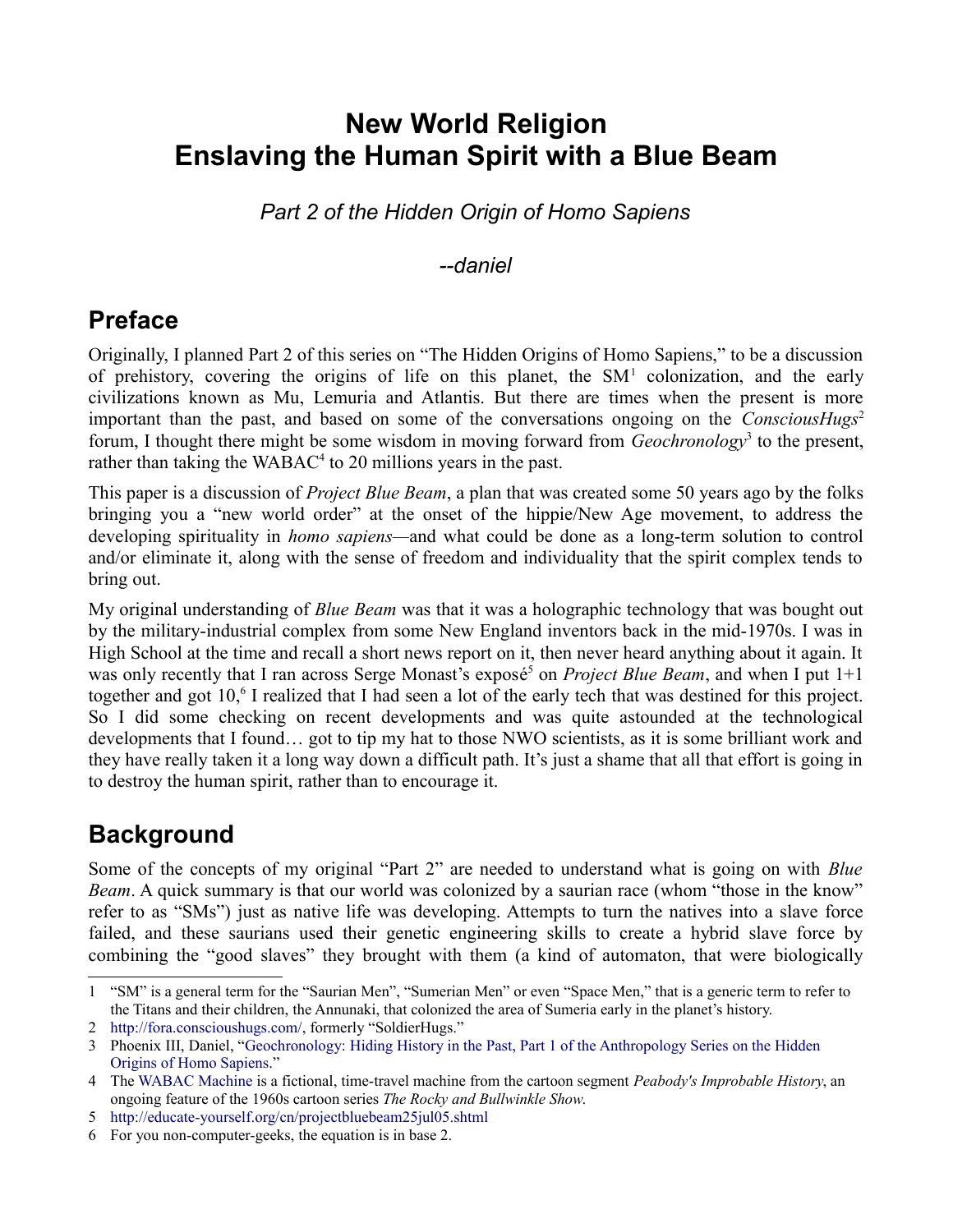# New World Religion
# Enslaving the Human Spirit with a Blue Beam

*Part 2 of the Hidden Origin of Homo Sapiens*

*--daniel*

## Preface

Originally, I planned Part 2 of this series on "The Hidden Origins of Homo Sapiens," to be a discussion of prehistory, covering the origins of life on this planet, the SM[1] colonization, and the early civilizations known as Mu, Lemuria and Atlantis. But there are times when the present is more important than the past, and based on some of the conversations ongoing on the *ConsciousHugs*[2] forum, I thought there might be some wisdom in moving forward from *Geochronology*[3] to the present, rather than taking the WABAC[4] to 20 millions years in the past.

This paper is a discussion of *Project Blue Beam*, a plan that was created some 50 years ago by the folks bringing you a "new world order" at the onset of the hippie/New Age movement, to address the developing spirituality in *homo sapiens*—and what could be done as a long-term solution to control and/or eliminate it, along with the sense of freedom and individuality that the spirit complex tends to bring out.

My original understanding of *Blue Beam* was that it was a holographic technology that was bought out by the military-industrial complex from some New England inventors back in the mid-1970s. I was in High School at the time and recall a short news report on it, then never heard anything about it again. It was only recently that I ran across Serge Monast's exposé[5] on *Project Blue Beam*, and when I put 1+1 together and got 10,[6] I realized that I had seen a lot of the early tech that was destined for this project. So I did some checking on recent developments and was quite astounded at the technological developments that I found… got to tip my hat to those NWO scientists, as it is some brilliant work and they have really taken it a long way down a difficult path. It's just a shame that all that effort is going in to destroy the human spirit, rather than to encourage it.

## Background

Some of the concepts of my original "Part 2" are needed to understand what is going on with *Blue Beam*. A quick summary is that our world was colonized by a saurian race (whom "those in the know" refer to as "SMs") just as native life was developing. Attempts to turn the natives into a slave force failed, and these saurians used their genetic engineering skills to create a hybrid slave force by combining the "good slaves" they brought with them (a kind of automaton, that were biologically

---

1 "SM" is a general term for the "Saurian Men", "Sumerian Men" or even "Space Men," that is a generic term to refer to the Titans and their children, the Annunaki, that colonized the area of Sumeria early in the planet's history.

2 http://fora.conscioushugs.com/, formerly "SoldierHugs."

3 Phoenix III, Daniel, "Geochronology: Hiding History in the Past, Part 1 of the Anthropology Series on the Hidden Origins of Homo Sapiens."

4 The WABAC Machine is a fictional, time-travel machine from the cartoon segment *Peabody's Improbable History*, an ongoing feature of the 1960s cartoon series *The Rocky and Bullwinkle Show*.

5 http://educate-yourself.org/cn/projectbluebeam25jul05.shtml

6 For you non-computer-geeks, the equation is in base 2.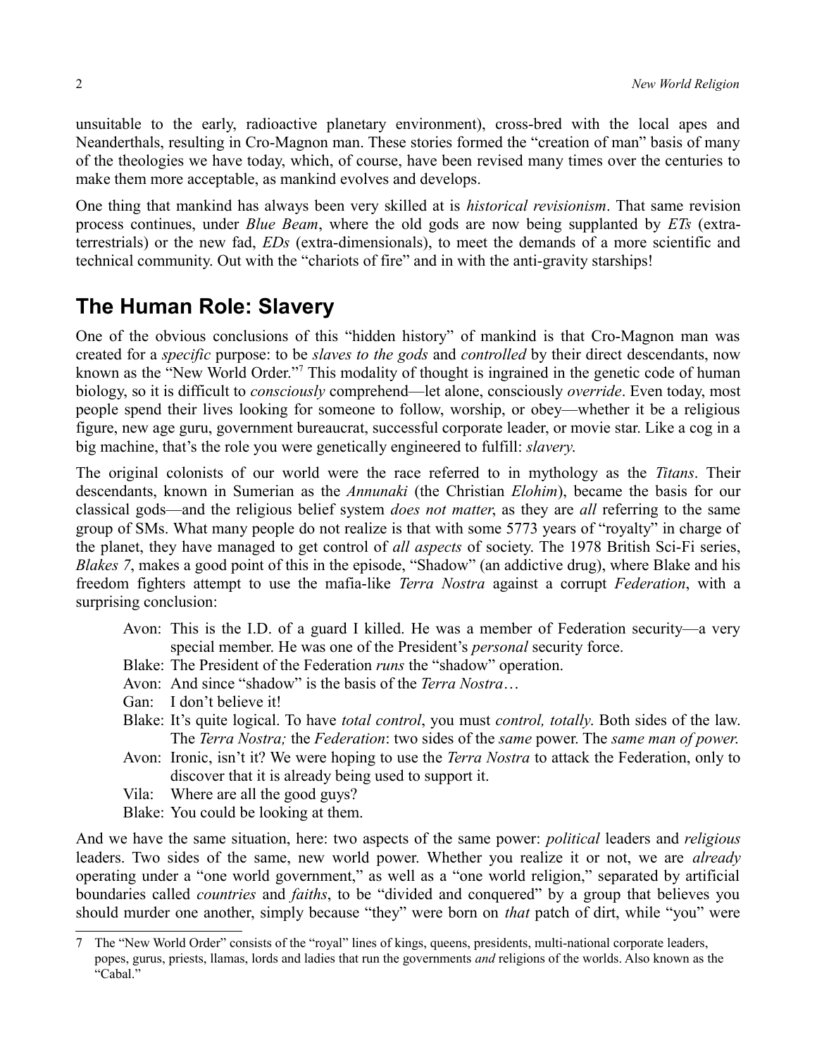unsuitable to the early, radioactive planetary environment), cross-bred with the local apes and Neanderthals, resulting in Cro-Magnon man. These stories formed the "creation of man" basis of many of the theologies we have today, which, of course, have been revised many times over the centuries to make them more acceptable, as mankind evolves and develops.

One thing that mankind has always been very skilled at is *historical revisionism*. That same revision process continues, under *Blue Beam*, where the old gods are now being supplanted by *ETs* (extra-terrestrials) or the new fad, *EDs* (extra-dimensionals), to meet the demands of a more scientific and technical community. Out with the "chariots of fire" and in with the anti-gravity starships!

## The Human Role: Slavery

One of the obvious conclusions of this "hidden history" of mankind is that Cro-Magnon man was created for a *specific* purpose: to be *slaves to the gods* and *controlled* by their direct descendants, now known as the "New World Order."[7] This modality of thought is ingrained in the genetic code of human biology, so it is difficult to *consciously* comprehend—let alone, consciously *override*. Even today, most people spend their lives looking for someone to follow, worship, or obey—whether it be a religious figure, new age guru, government bureaucrat, successful corporate leader, or movie star. Like a cog in a big machine, that's the role you were genetically engineered to fulfill: *slavery*.

The original colonists of our world were the race referred to in mythology as the *Titans*. Their descendants, known in Sumerian as the *Annunaki* (the Christian *Elohim*), became the basis for our classical gods—and the religious belief system *does not matter*, as they are *all* referring to the same group of SMs. What many people do not realize is that with some 5773 years of "royalty" in charge of the planet, they have managed to get control of *all aspects* of society. The 1978 British Sci-Fi series, *Blakes 7*, makes a good point of this in the episode, "Shadow" (an addictive drug), where Blake and his freedom fighters attempt to use the mafia-like *Terra Nostra* against a corrupt *Federation*, with a surprising conclusion:

> Avon: This is the I.D. of a guard I killed. He was a member of Federation security—a very special member. He was one of the President's *personal* security force.
>
> Blake: The President of the Federation *runs* the "shadow" operation.
>
> Avon: And since "shadow" is the basis of the *Terra Nostra*…
>
> Gan: I don't believe it!
>
> Blake: It's quite logical. To have *total control*, you must *control, totally*. Both sides of the law. The *Terra Nostra;* the *Federation*: two sides of the *same* power. The *same man of power.*
>
> Avon: Ironic, isn't it? We were hoping to use the *Terra Nostra* to attack the Federation, only to discover that it is already being used to support it.
>
> Vila: Where are all the good guys?
>
> Blake: You could be looking at them.

And we have the same situation, here: two aspects of the same power: *political* leaders and *religious* leaders. Two sides of the same, new world power. Whether you realize it or not, we are *already* operating under a "one world government," as well as a "one world religion," separated by artificial boundaries called *countries* and *faiths*, to be "divided and conquered" by a group that believes you should murder one another, simply because "they" were born on *that* patch of dirt, while "you" were

---

7 The "New World Order" consists of the "royal" lines of kings, queens, presidents, multi-national corporate leaders, popes, gurus, priests, llamas, lords and ladies that run the governments *and* religions of the worlds. Also known as the "Cabal."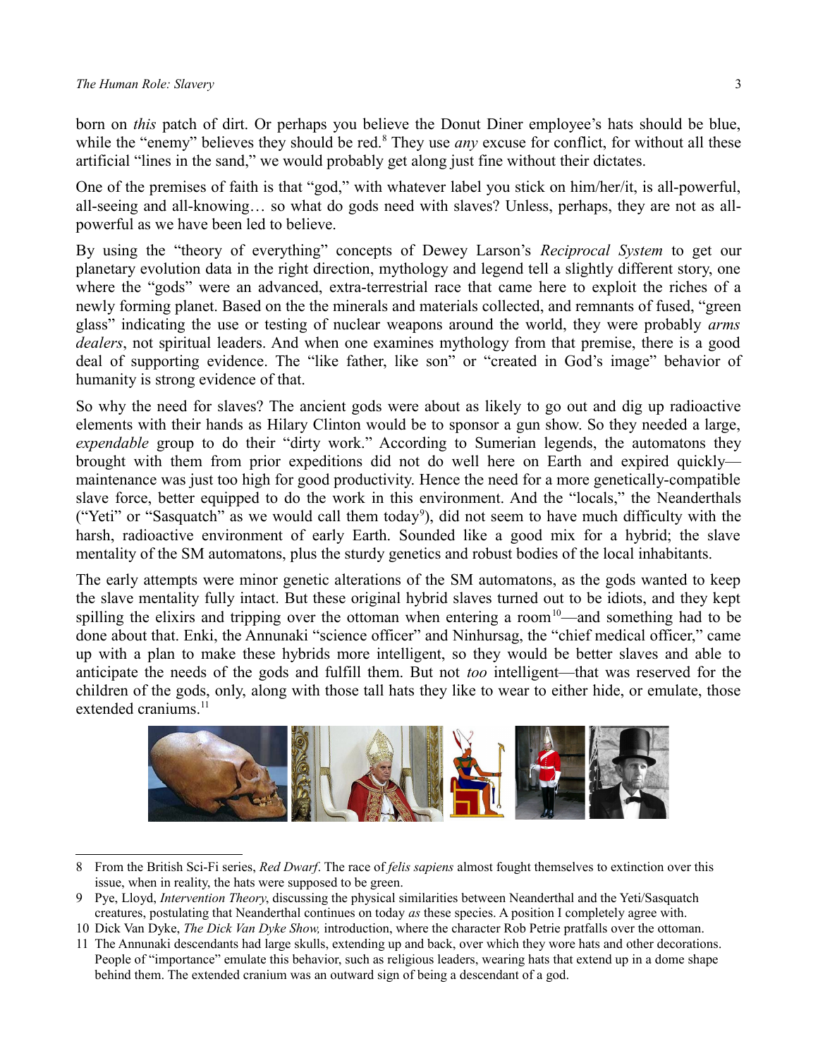born on *this* patch of dirt. Or perhaps you believe the Donut Diner employee's hats should be blue, while the "enemy" believes they should be red.[8] They use *any* excuse for conflict, for without all these artificial "lines in the sand," we would probably get along just fine without their dictates.

One of the premises of faith is that "god," with whatever label you stick on him/her/it, is all-powerful, all-seeing and all-knowing… so what do gods need with slaves? Unless, perhaps, they are not as all-powerful as we have been led to believe.

By using the "theory of everything" concepts of Dewey Larson's *Reciprocal System* to get our planetary evolution data in the right direction, mythology and legend tell a slightly different story, one where the "gods" were an advanced, extra-terrestrial race that came here to exploit the riches of a newly forming planet. Based on the the minerals and materials collected, and remnants of fused, "green glass" indicating the use or testing of nuclear weapons around the world, they were probably *arms dealers*, not spiritual leaders. And when one examines mythology from that premise, there is a good deal of supporting evidence. The "like father, like son" or "created in God's image" behavior of humanity is strong evidence of that.

So why the need for slaves? The ancient gods were about as likely to go out and dig up radioactive elements with their hands as Hilary Clinton would be to sponsor a gun show. So they needed a large, *expendable* group to do their "dirty work." According to Sumerian legends, the automatons they brought with them from prior expeditions did not do well here on Earth and expired quickly—maintenance was just too high for good productivity. Hence the need for a more genetically-compatible slave force, better equipped to do the work in this environment. And the "locals," the Neanderthals ("Yeti" or "Sasquatch" as we would call them today[9]), did not seem to have much difficulty with the harsh, radioactive environment of early Earth. Sounded like a good mix for a hybrid; the slave mentality of the SM automatons, plus the sturdy genetics and robust bodies of the local inhabitants.

The early attempts were minor genetic alterations of the SM automatons, as the gods wanted to keep the slave mentality fully intact. But these original hybrid slaves turned out to be idiots, and they kept spilling the elixirs and tripping over the ottoman when entering a room[10]—and something had to be done about that. Enki, the Annunaki "science officer" and Ninhursag, the "chief medical officer," came up with a plan to make these hybrids more intelligent, so they would be better slaves and able to anticipate the needs of the gods and fulfill them. But not *too* intelligent—that was reserved for the children of the gods, only, along with those tall hats they like to wear to either hide, or emulate, those extended craniums.[11]

---

8 From the British Sci-Fi series, *Red Dwarf*. The race of *felis sapiens* almost fought themselves to extinction over this issue, when in reality, the hats were supposed to be green.

9 Pye, Lloyd, *Intervention Theory*, discussing the physical similarities between Neanderthal and the Yeti/Sasquatch creatures, postulating that Neanderthal continues on today *as* these species. A position I completely agree with.

10 Dick Van Dyke, *The Dick Van Dyke Show,* introduction, where the character Rob Petrie pratfalls over the ottoman.

11 The Annunaki descendants had large skulls, extending up and back, over which they wore hats and other decorations. People of "importance" emulate this behavior, such as religious leaders, wearing hats that extend up in a dome shape behind them. The extended cranium was an outward sign of being a descendant of a god.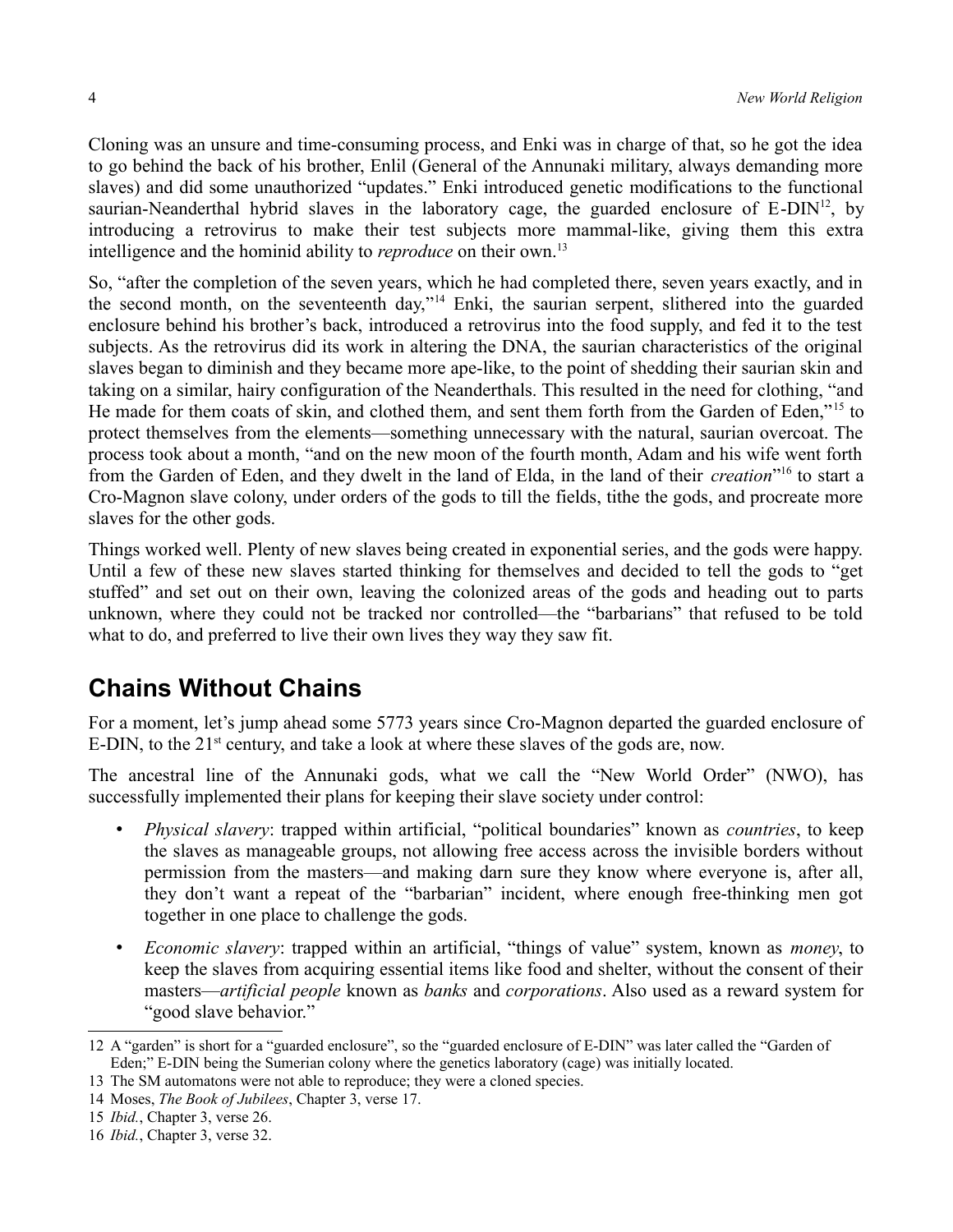Cloning was an unsure and time-consuming process, and Enki was in charge of that, so he got the idea to go behind the back of his brother, Enlil (General of the Annunaki military, always demanding more slaves) and did some unauthorized "updates." Enki introduced genetic modifications to the functional saurian-Neanderthal hybrid slaves in the laboratory cage, the guarded enclosure of E-DIN[12], by introducing a retrovirus to make their test subjects more mammal-like, giving them this extra intelligence and the hominid ability to *reproduce* on their own.[13]

So, "after the completion of the seven years, which he had completed there, seven years exactly, and in the second month, on the seventeenth day,"[14] Enki, the saurian serpent, slithered into the guarded enclosure behind his brother's back, introduced a retrovirus into the food supply, and fed it to the test subjects. As the retrovirus did its work in altering the DNA, the saurian characteristics of the original slaves began to diminish and they became more ape-like, to the point of shedding their saurian skin and taking on a similar, hairy configuration of the Neanderthals. This resulted in the need for clothing, "and He made for them coats of skin, and clothed them, and sent them forth from the Garden of Eden,"[15] to protect themselves from the elements—something unnecessary with the natural, saurian overcoat. The process took about a month, "and on the new moon of the fourth month, Adam and his wife went forth from the Garden of Eden, and they dwelt in the land of Elda, in the land of their *creation*"[16] to start a Cro-Magnon slave colony, under orders of the gods to till the fields, tithe the gods, and procreate more slaves for the other gods.

Things worked well. Plenty of new slaves being created in exponential series, and the gods were happy. Until a few of these new slaves started thinking for themselves and decided to tell the gods to "get stuffed" and set out on their own, leaving the colonized areas of the gods and heading out to parts unknown, where they could not be tracked nor controlled—the "barbarians" that refused to be told what to do, and preferred to live their own lives they way they saw fit.

## Chains Without Chains

For a moment, let's jump ahead some 5773 years since Cro-Magnon departed the guarded enclosure of E-DIN, to the 21st century, and take a look at where these slaves of the gods are, now.

The ancestral line of the Annunaki gods, what we call the "New World Order" (NWO), has successfully implemented their plans for keeping their slave society under control:

- *Physical slavery*: trapped within artificial, "political boundaries" known as *countries*, to keep the slaves as manageable groups, not allowing free access across the invisible borders without permission from the masters—and making darn sure they know where everyone is, after all, they don't want a repeat of the "barbarian" incident, where enough free-thinking men got together in one place to challenge the gods.
- *Economic slavery*: trapped within an artificial, "things of value" system, known as *money*, to keep the slaves from acquiring essential items like food and shelter, without the consent of their masters—*artificial people* known as *banks* and *corporations*. Also used as a reward system for "good slave behavior."

---

12 A "garden" is short for a "guarded enclosure", so the "guarded enclosure of E-DIN" was later called the "Garden of Eden;" E-DIN being the Sumerian colony where the genetics laboratory (cage) was initially located.

13 The SM automatons were not able to reproduce; they were a cloned species.

14 Moses, *The Book of Jubilees*, Chapter 3, verse 17.

15 *Ibid.*, Chapter 3, verse 26.

16 *Ibid.*, Chapter 3, verse 32.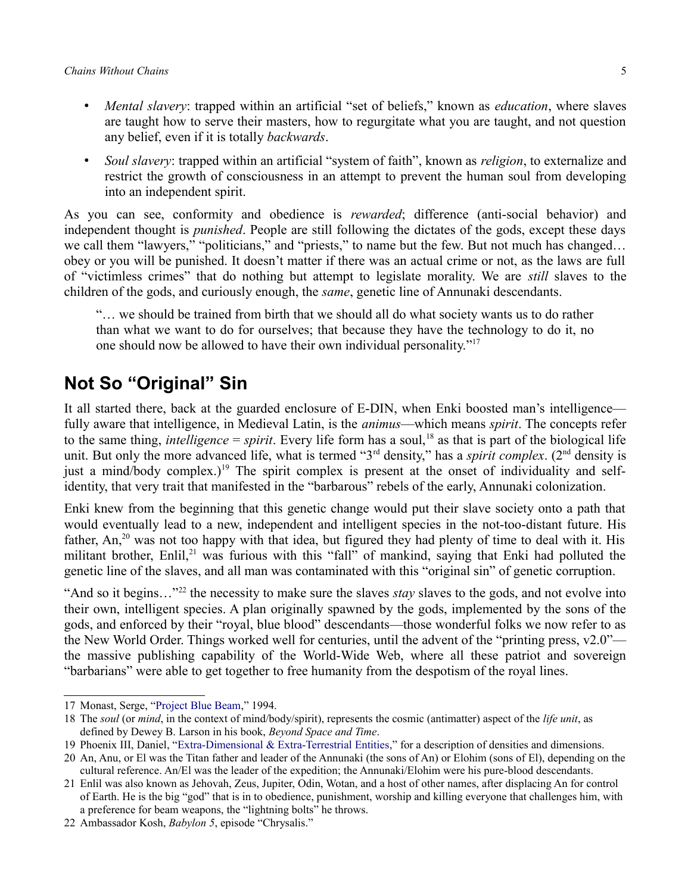- *Mental slavery*: trapped within an artificial "set of beliefs," known as *education*, where slaves are taught how to serve their masters, how to regurgitate what you are taught, and not question any belief, even if it is totally *backwards*.
- *Soul slavery*: trapped within an artificial "system of faith", known as *religion*, to externalize and restrict the growth of consciousness in an attempt to prevent the human soul from developing into an independent spirit.

As you can see, conformity and obedience is *rewarded*; difference (anti-social behavior) and independent thought is *punished*. People are still following the dictates of the gods, except these days we call them "lawyers," "politicians," and "priests," to name but the few. But not much has changed… obey or you will be punished. It doesn't matter if there was an actual crime or not, as the laws are full of "victimless crimes" that do nothing but attempt to legislate morality. We are *still* slaves to the children of the gods, and curiously enough, the *same*, genetic line of Annunaki descendants.

> "… we should be trained from birth that we should all do what society wants us to do rather than what we want to do for ourselves; that because they have the technology to do it, no one should now be allowed to have their own individual personality."[17]

## Not So "Original" Sin

It all started there, back at the guarded enclosure of E-DIN, when Enki boosted man's intelligence—fully aware that intelligence, in Medieval Latin, is the *animus*—which means *spirit*. The concepts refer to the same thing, *intelligence* = *spirit*. Every life form has a soul,[18] as that is part of the biological life unit. But only the more advanced life, what is termed "3rd density," has a *spirit complex*. (2nd density is just a mind/body complex.)[19] The spirit complex is present at the onset of individuality and self-identity, that very trait that manifested in the "barbarous" rebels of the early, Annunaki colonization.

Enki knew from the beginning that this genetic change would put their slave society onto a path that would eventually lead to a new, independent and intelligent species in the not-too-distant future. His father, An,[20] was not too happy with that idea, but figured they had plenty of time to deal with it. His militant brother, Enlil,[21] was furious with this "fall" of mankind, saying that Enki had polluted the genetic line of the slaves, and all man was contaminated with this "original sin" of genetic corruption.

"And so it begins…"[22] the necessity to make sure the slaves *stay* slaves to the gods, and not evolve into their own, intelligent species. A plan originally spawned by the gods, implemented by the sons of the gods, and enforced by their "royal, blue blood" descendants—those wonderful folks we now refer to as the New World Order. Things worked well for centuries, until the advent of the "printing press, v2.0"—the massive publishing capability of the World-Wide Web, where all these patriot and sovereign "barbarians" were able to get together to free humanity from the despotism of the royal lines.

---

17 Monast, Serge, "Project Blue Beam," 1994.

18 The *soul* (or *mind*, in the context of mind/body/spirit), represents the cosmic (antimatter) aspect of the *life unit*, as defined by Dewey B. Larson in his book, *Beyond Space and Time*.

19 Phoenix III, Daniel, "Extra-Dimensional & Extra-Terrestrial Entities," for a description of densities and dimensions.

20 An, Anu, or El was the Titan father and leader of the Annunaki (the sons of An) or Elohim (sons of El), depending on the cultural reference. An/El was the leader of the expedition; the Annunaki/Elohim were his pure-blood descendants.

21 Enlil was also known as Jehovah, Zeus, Jupiter, Odin, Wotan, and a host of other names, after displacing An for control of Earth. He is the big "god" that is in to obedience, punishment, worship and killing everyone that challenges him, with a preference for beam weapons, the "lightning bolts" he throws.

22 Ambassador Kosh, *Babylon 5*, episode "Chrysalis."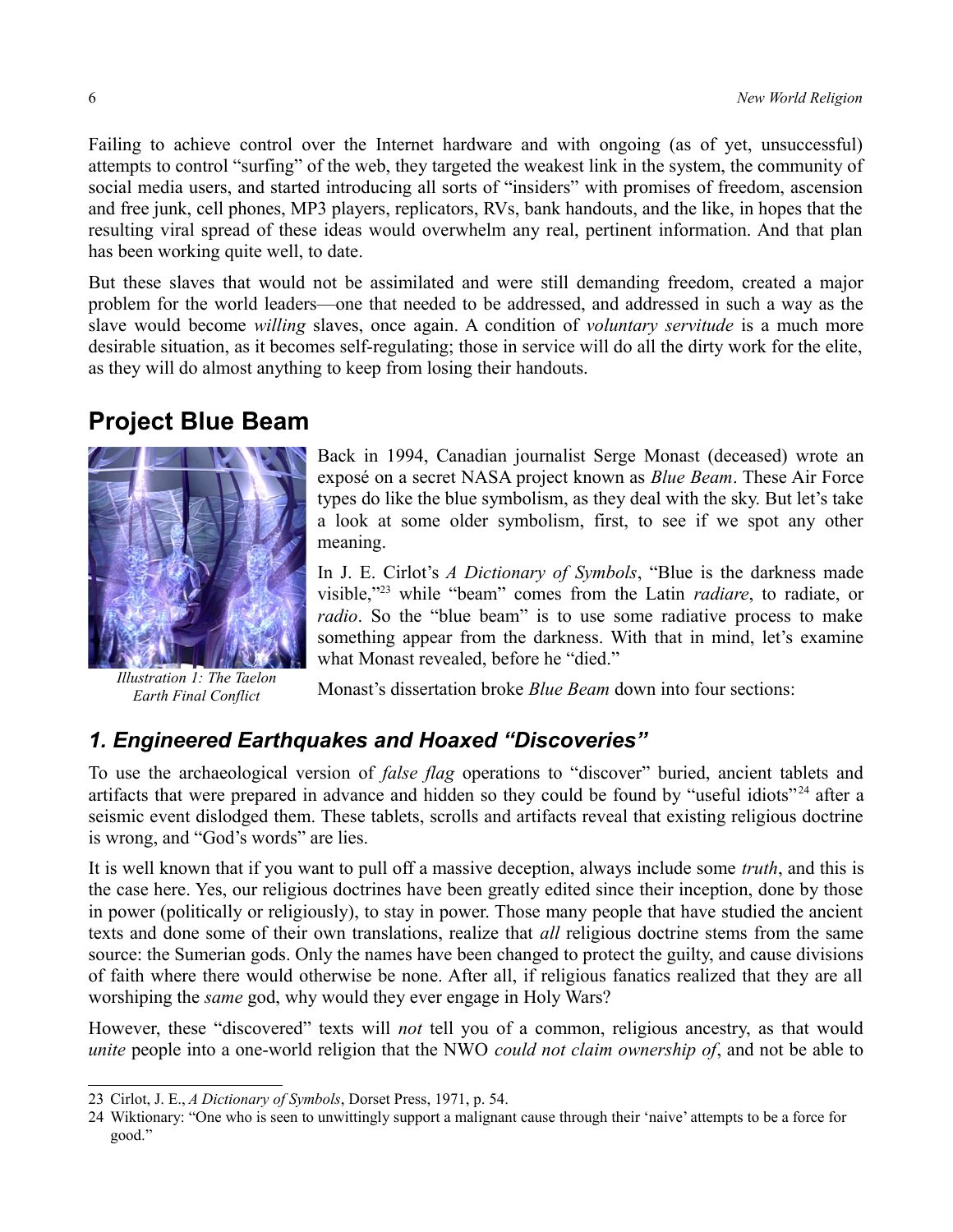Failing to achieve control over the Internet hardware and with ongoing (as of yet, unsuccessful) attempts to control "surfing" of the web, they targeted the weakest link in the system, the community of social media users, and started introducing all sorts of "insiders" with promises of freedom, ascension and free junk, cell phones, MP3 players, replicators, RVs, bank handouts, and the like, in hopes that the resulting viral spread of these ideas would overwhelm any real, pertinent information. And that plan has been working quite well, to date.

But these slaves that would not be assimilated and were still demanding freedom, created a major problem for the world leaders—one that needed to be addressed, and addressed in such a way as the slave would become *willing* slaves, once again. A condition of *voluntary servitude* is a much more desirable situation, as it becomes self-regulating; those in service will do all the dirty work for the elite, as they will do almost anything to keep from losing their handouts.

## Project Blue Beam

*Illustration 1: The Taelon Earth Final Conflict*

Back in 1994, Canadian journalist Serge Monast (deceased) wrote an exposé on a secret NASA project known as *Blue Beam*. These Air Force types do like the blue symbolism, as they deal with the sky. But let's take a look at some older symbolism, first, to see if we spot any other meaning.

In J. E. Cirlot's *A Dictionary of Symbols*, "Blue is the darkness made visible,"[23] while "beam" comes from the Latin *radiare*, to radiate, or *radio*. So the "blue beam" is to use some radiative process to make something appear from the darkness. With that in mind, let's examine what Monast revealed, before he "died."

Monast's dissertation broke *Blue Beam* down into four sections:

### *1. Engineered Earthquakes and Hoaxed "Discoveries"*

To use the archaeological version of *false flag* operations to "discover" buried, ancient tablets and artifacts that were prepared in advance and hidden so they could be found by "useful idiots"[24] after a seismic event dislodged them. These tablets, scrolls and artifacts reveal that existing religious doctrine is wrong, and "God's words" are lies.

It is well known that if you want to pull off a massive deception, always include some *truth*, and this is the case here. Yes, our religious doctrines have been greatly edited since their inception, done by those in power (politically or religiously), to stay in power. Those many people that have studied the ancient texts and done some of their own translations, realize that *all* religious doctrine stems from the same source: the Sumerian gods. Only the names have been changed to protect the guilty, and cause divisions of faith where there would otherwise be none. After all, if religious fanatics realized that they are all worshiping the *same* god, why would they ever engage in Holy Wars?

However, these "discovered" texts will *not* tell you of a common, religious ancestry, as that would *unite* people into a one-world religion that the NWO *could not claim ownership of*, and not be able to

---

23 Cirlot, J. E., *A Dictionary of Symbols*, Dorset Press, 1971, p. 54.

24 Wiktionary: "One who is seen to unwittingly support a malignant cause through their 'naive' attempts to be a force for good."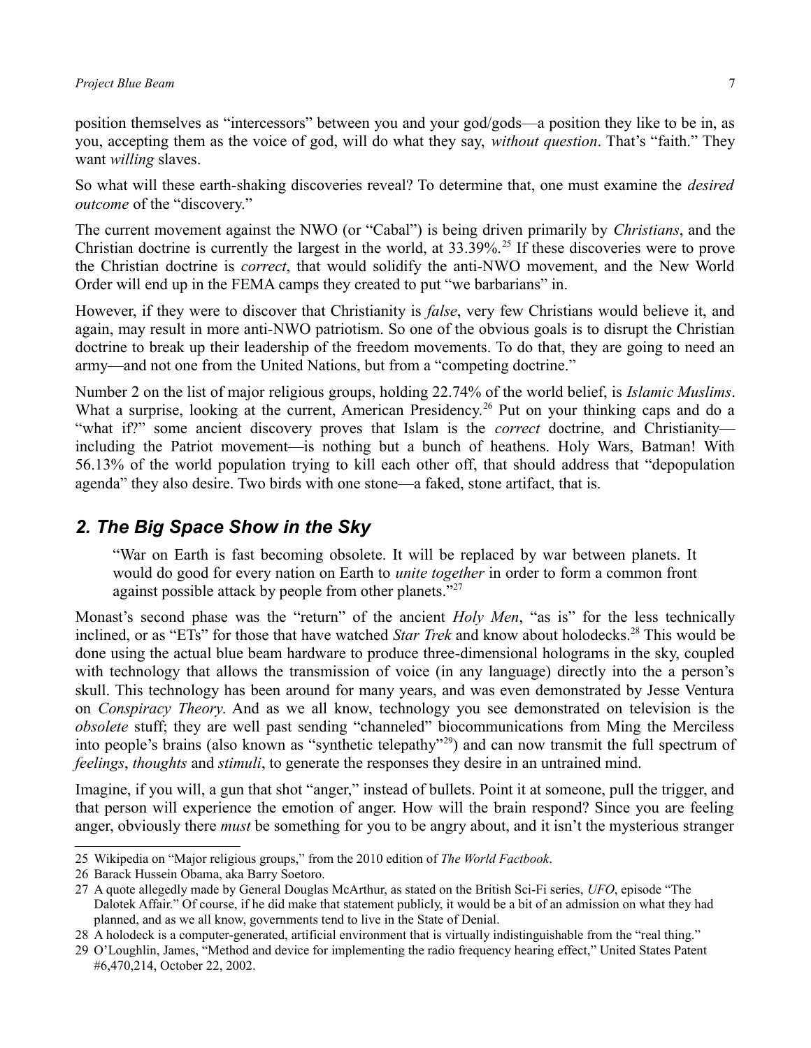position themselves as "intercessors" between you and your god/gods—a position they like to be in, as you, accepting them as the voice of god, will do what they say, *without question*. That's "faith." They want *willing* slaves.

So what will these earth-shaking discoveries reveal? To determine that, one must examine the *desired outcome* of the "discovery."

The current movement against the NWO (or "Cabal") is being driven primarily by *Christians*, and the Christian doctrine is currently the largest in the world, at 33.39%.[25] If these discoveries were to prove the Christian doctrine is *correct*, that would solidify the anti-NWO movement, and the New World Order will end up in the FEMA camps they created to put "we barbarians" in.

However, if they were to discover that Christianity is *false*, very few Christians would believe it, and again, may result in more anti-NWO patriotism. So one of the obvious goals is to disrupt the Christian doctrine to break up their leadership of the freedom movements. To do that, they are going to need an army—and not one from the United Nations, but from a "competing doctrine."

Number 2 on the list of major religious groups, holding 22.74% of the world belief, is *Islamic Muslims*. What a surprise, looking at the current, American Presidency.[26] Put on your thinking caps and do a "what if?" some ancient discovery proves that Islam is the *correct* doctrine, and Christianity—including the Patriot movement—is nothing but a bunch of heathens. Holy Wars, Batman! With 56.13% of the world population trying to kill each other off, that should address that "depopulation agenda" they also desire. Two birds with one stone—a faked, stone artifact, that is.

## *2. The Big Space Show in the Sky*

> "War on Earth is fast becoming obsolete. It will be replaced by war between planets. It would do good for every nation on Earth to *unite together* in order to form a common front against possible attack by people from other planets."[27]

Monast's second phase was the "return" of the ancient *Holy Men*, "as is" for the less technically inclined, or as "ETs" for those that have watched *Star Trek* and know about holodecks.[28] This would be done using the actual blue beam hardware to produce three-dimensional holograms in the sky, coupled with technology that allows the transmission of voice (in any language) directly into the a person's skull. This technology has been around for many years, and was even demonstrated by Jesse Ventura on *Conspiracy Theory*. And as we all know, technology you see demonstrated on television is the *obsolete* stuff; they are well past sending "channeled" biocommunications from Ming the Merciless into people's brains (also known as "synthetic telepathy"[29]) and can now transmit the full spectrum of *feelings*, *thoughts* and *stimuli*, to generate the responses they desire in an untrained mind.

Imagine, if you will, a gun that shot "anger," instead of bullets. Point it at someone, pull the trigger, and that person will experience the emotion of anger. How will the brain respond? Since you are feeling anger, obviously there *must* be something for you to be angry about, and it isn't the mysterious stranger

---

25 Wikipedia on "Major religious groups," from the 2010 edition of *The World Factbook*.

26 Barack Hussein Obama, aka Barry Soetoro.

27 A quote allegedly made by General Douglas McArthur, as stated on the British Sci-Fi series, *UFO*, episode "The Dalotek Affair." Of course, if he did make that statement publicly, it would be a bit of an admission on what they had planned, and as we all know, governments tend to live in the State of Denial.

28 A holodeck is a computer-generated, artificial environment that is virtually indistinguishable from the "real thing."

29 O'Loughlin, James, "Method and device for implementing the radio frequency hearing effect," United States Patent #6,470,214, October 22, 2002.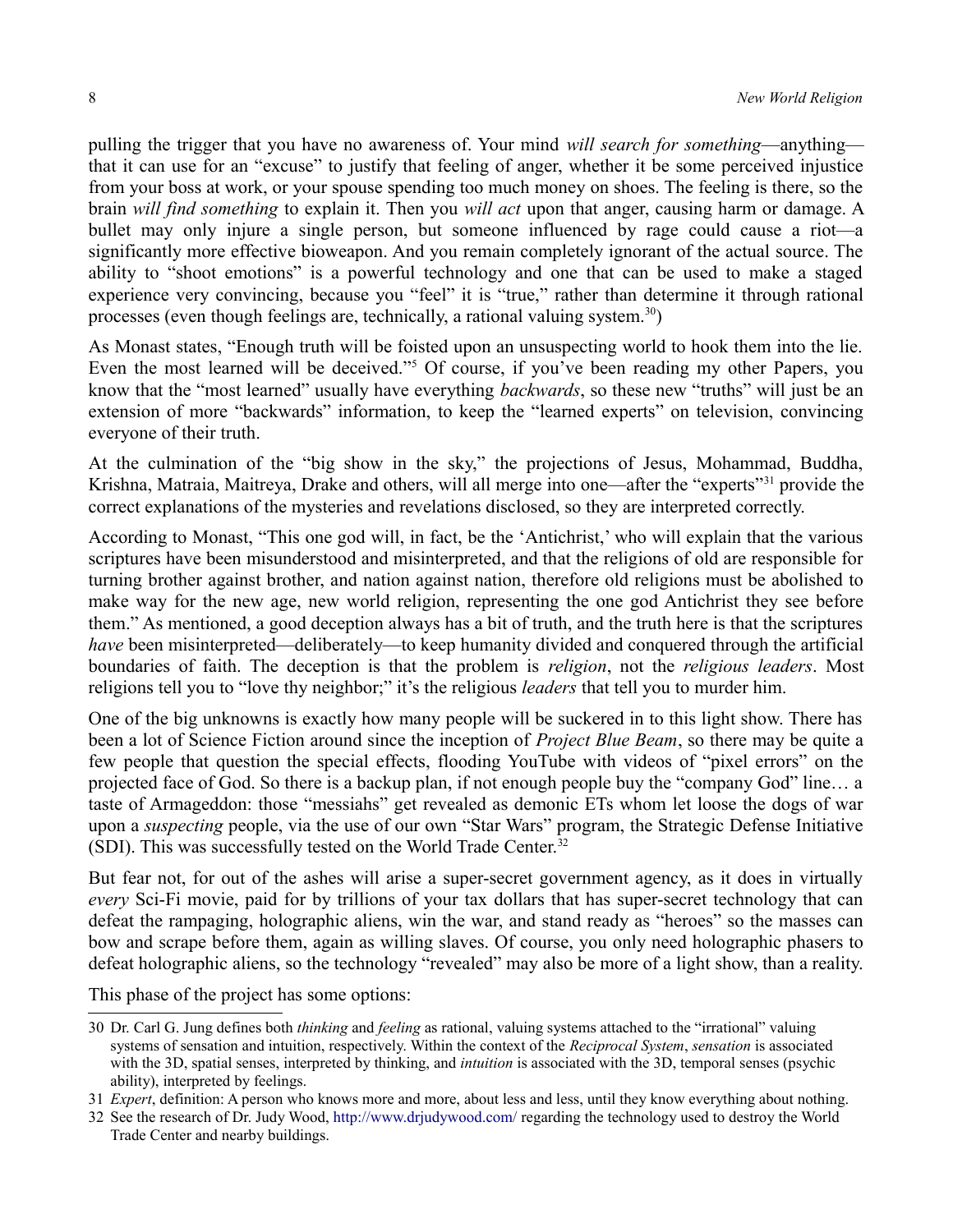pulling the trigger that you have no awareness of. Your mind *will search for something*—anything—that it can use for an "excuse" to justify that feeling of anger, whether it be some perceived injustice from your boss at work, or your spouse spending too much money on shoes. The feeling is there, so the brain *will find something* to explain it. Then you *will act* upon that anger, causing harm or damage. A bullet may only injure a single person, but someone influenced by rage could cause a riot—a significantly more effective bioweapon. And you remain completely ignorant of the actual source. The ability to "shoot emotions" is a powerful technology and one that can be used to make a staged experience very convincing, because you "feel" it is "true," rather than determine it through rational processes (even though feelings are, technically, a rational valuing system.[30])

As Monast states, "Enough truth will be foisted upon an unsuspecting world to hook them into the lie. Even the most learned will be deceived."[5] Of course, if you've been reading my other Papers, you know that the "most learned" usually have everything *backwards*, so these new "truths" will just be an extension of more "backwards" information, to keep the "learned experts" on television, convincing everyone of their truth.

At the culmination of the "big show in the sky," the projections of Jesus, Mohammad, Buddha, Krishna, Matraia, Maitreya, Drake and others, will all merge into one—after the "experts"[31] provide the correct explanations of the mysteries and revelations disclosed, so they are interpreted correctly.

According to Monast, "This one god will, in fact, be the 'Antichrist,' who will explain that the various scriptures have been misunderstood and misinterpreted, and that the religions of old are responsible for turning brother against brother, and nation against nation, therefore old religions must be abolished to make way for the new age, new world religion, representing the one god Antichrist they see before them." As mentioned, a good deception always has a bit of truth, and the truth here is that the scriptures *have* been misinterpreted—deliberately—to keep humanity divided and conquered through the artificial boundaries of faith. The deception is that the problem is *religion*, not the *religious leaders*. Most religions tell you to "love thy neighbor;" it's the religious *leaders* that tell you to murder him.

One of the big unknowns is exactly how many people will be suckered in to this light show. There has been a lot of Science Fiction around since the inception of *Project Blue Beam*, so there may be quite a few people that question the special effects, flooding YouTube with videos of "pixel errors" on the projected face of God. So there is a backup plan, if not enough people buy the "company God" line… a taste of Armageddon: those "messiahs" get revealed as demonic ETs whom let loose the dogs of war upon a *suspecting* people, via the use of our own "Star Wars" program, the Strategic Defense Initiative (SDI). This was successfully tested on the World Trade Center.[32]

But fear not, for out of the ashes will arise a super-secret government agency, as it does in virtually *every* Sci-Fi movie, paid for by trillions of your tax dollars that has super-secret technology that can defeat the rampaging, holographic aliens, win the war, and stand ready as "heroes" so the masses can bow and scrape before them, again as willing slaves. Of course, you only need holographic phasers to defeat holographic aliens, so the technology "revealed" may also be more of a light show, than a reality.

This phase of the project has some options:

---

30 Dr. Carl G. Jung defines both *thinking* and *feeling* as rational, valuing systems attached to the "irrational" valuing systems of sensation and intuition, respectively. Within the context of the *Reciprocal System*, *sensation* is associated with the 3D, spatial senses, interpreted by thinking, and *intuition* is associated with the 3D, temporal senses (psychic ability), interpreted by feelings.

31 *Expert*, definition: A person who knows more and more, about less and less, until they know everything about nothing.

32 See the research of Dr. Judy Wood, http://www.drjudywood.com/ regarding the technology used to destroy the World Trade Center and nearby buildings.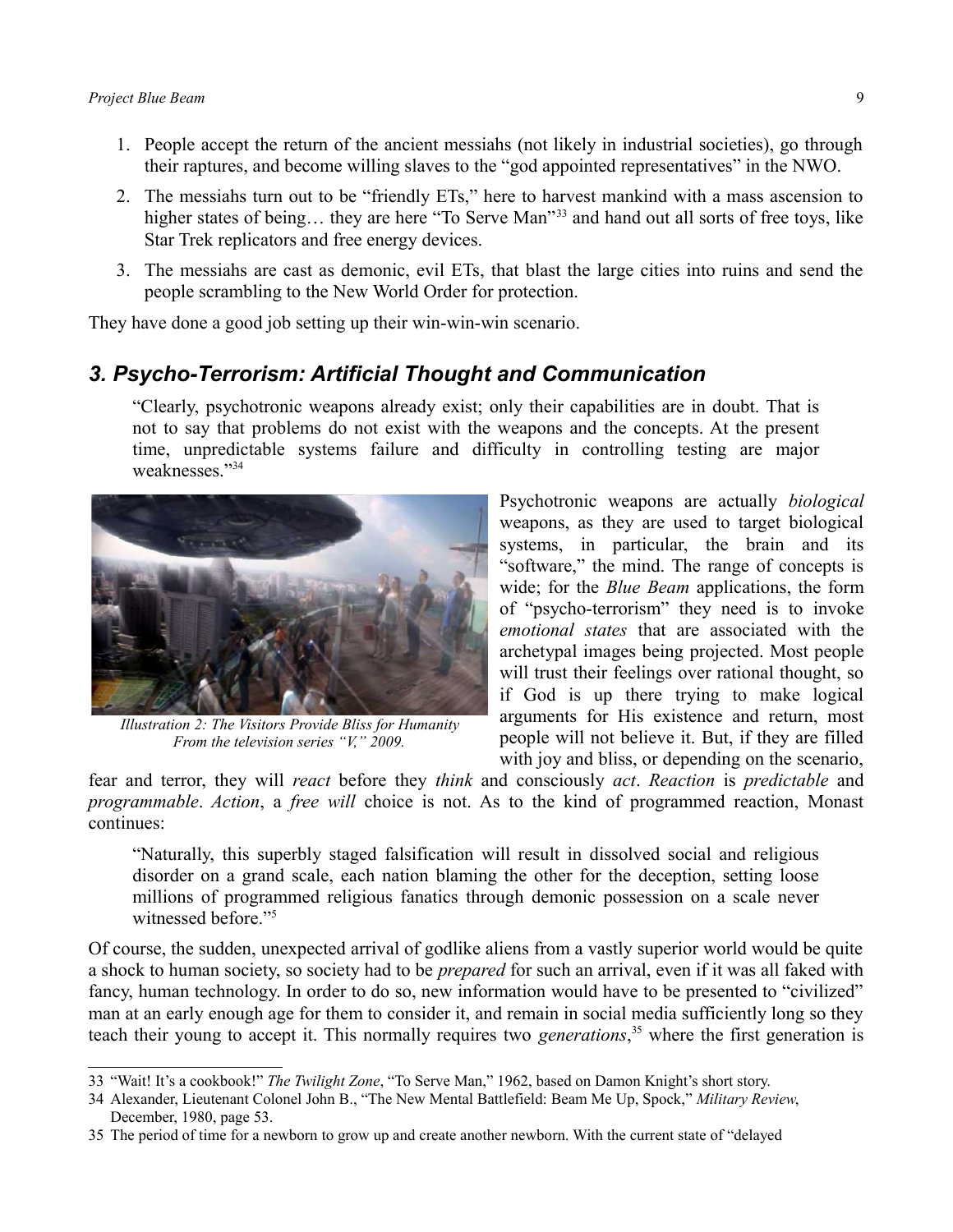1. People accept the return of the ancient messiahs (not likely in industrial societies), go through their raptures, and become willing slaves to the "god appointed representatives" in the NWO.
2. The messiahs turn out to be "friendly ETs," here to harvest mankind with a mass ascension to higher states of being… they are here "To Serve Man"[33] and hand out all sorts of free toys, like Star Trek replicators and free energy devices.
3. The messiahs are cast as demonic, evil ETs, that blast the large cities into ruins and send the people scrambling to the New World Order for protection.

They have done a good job setting up their win-win-win scenario.

## *3. Psycho-Terrorism: Artificial Thought and Communication*

> "Clearly, psychotronic weapons already exist; only their capabilities are in doubt. That is not to say that problems do not exist with the weapons and the concepts. At the present time, unpredictable systems failure and difficulty in controlling testing are major weaknesses."[34]

*Illustration 2: The Visitors Provide Bliss for Humanity From the television series "V," 2009.*

Psychotronic weapons are actually *biological* weapons, as they are used to target biological systems, in particular, the brain and its "software," the mind. The range of concepts is wide; for the *Blue Beam* applications, the form of "psycho-terrorism" they need is to invoke *emotional states* that are associated with the archetypal images being projected. Most people will trust their feelings over rational thought, so if God is up there trying to make logical arguments for His existence and return, most people will not believe it. But, if they are filled with joy and bliss, or depending on the scenario, fear and terror, they will *react* before they *think* and consciously *act*. *Reaction* is *predictable* and *programmable*. *Action*, a *free will* choice is not. As to the kind of programmed reaction, Monast continues:

> "Naturally, this superbly staged falsification will result in dissolved social and religious disorder on a grand scale, each nation blaming the other for the deception, setting loose millions of programmed religious fanatics through demonic possession on a scale never witnessed before."[5]

Of course, the sudden, unexpected arrival of godlike aliens from a vastly superior world would be quite a shock to human society, so society had to be *prepared* for such an arrival, even if it was all faked with fancy, human technology. In order to do so, new information would have to be presented to "civilized" man at an early enough age for them to consider it, and remain in social media sufficiently long so they teach their young to accept it. This normally requires two *generations*,[35] where the first generation is

---

33 "Wait! It's a cookbook!" *The Twilight Zone*, "To Serve Man," 1962, based on Damon Knight's short story.

34 Alexander, Lieutenant Colonel John B., "The New Mental Battlefield: Beam Me Up, Spock," *Military Review*, December, 1980, page 53.

35 The period of time for a newborn to grow up and create another newborn. With the current state of "delayed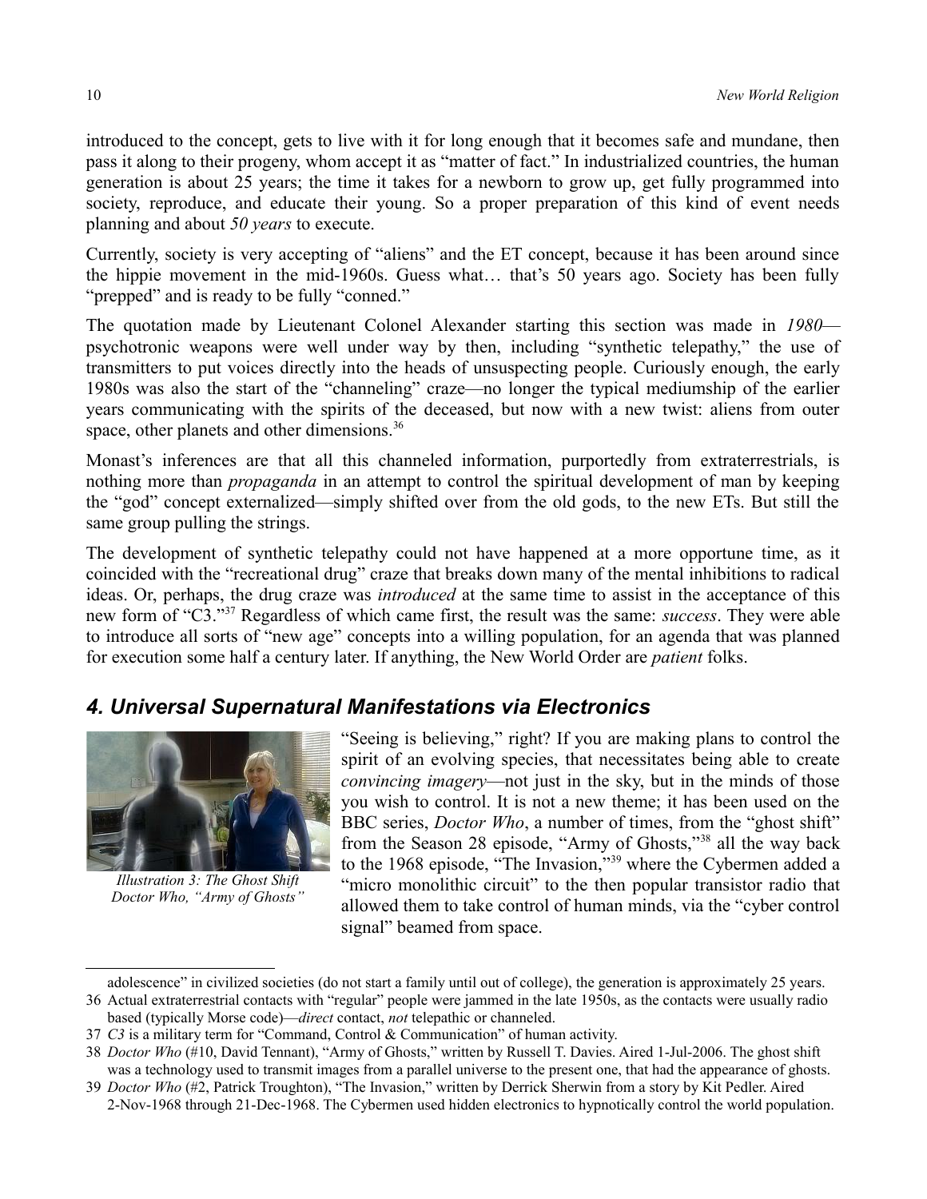introduced to the concept, gets to live with it for long enough that it becomes safe and mundane, then pass it along to their progeny, whom accept it as "matter of fact." In industrialized countries, the human generation is about 25 years; the time it takes for a newborn to grow up, get fully programmed into society, reproduce, and educate their young. So a proper preparation of this kind of event needs planning and about *50 years* to execute.

Currently, society is very accepting of "aliens" and the ET concept, because it has been around since the hippie movement in the mid-1960s. Guess what… that's 50 years ago. Society has been fully "prepped" and is ready to be fully "conned."

The quotation made by Lieutenant Colonel Alexander starting this section was made in *1980*—psychotronic weapons were well under way by then, including "synthetic telepathy," the use of transmitters to put voices directly into the heads of unsuspecting people. Curiously enough, the early 1980s was also the start of the "channeling" craze—no longer the typical mediumship of the earlier years communicating with the spirits of the deceased, but now with a new twist: aliens from outer space, other planets and other dimensions.[36]

Monast's inferences are that all this channeled information, purportedly from extraterrestrials, is nothing more than *propaganda* in an attempt to control the spiritual development of man by keeping the "god" concept externalized—simply shifted over from the old gods, to the new ETs. But still the same group pulling the strings.

The development of synthetic telepathy could not have happened at a more opportune time, as it coincided with the "recreational drug" craze that breaks down many of the mental inhibitions to radical ideas. Or, perhaps, the drug craze was *introduced* at the same time to assist in the acceptance of this new form of "C3."[37] Regardless of which came first, the result was the same: *success*. They were able to introduce all sorts of "new age" concepts into a willing population, for an agenda that was planned for execution some half a century later. If anything, the New World Order are *patient* folks.

## *4. Universal Supernatural Manifestations via Electronics*

*Illustration 3: The Ghost Shift Doctor Who, "Army of Ghosts"*

"Seeing is believing," right? If you are making plans to control the spirit of an evolving species, that necessitates being able to create *convincing imagery*—not just in the sky, but in the minds of those you wish to control. It is not a new theme; it has been used on the BBC series, *Doctor Who*, a number of times, from the "ghost shift" from the Season 28 episode, "Army of Ghosts,"[38] all the way back to the 1968 episode, "The Invasion,"[39] where the Cybermen added a "micro monolithic circuit" to the then popular transistor radio that allowed them to take control of human minds, via the "cyber control signal" beamed from space.

---

adolescence" in civilized societies (do not start a family until out of college), the generation is approximately 25 years.

36 Actual extraterrestrial contacts with "regular" people were jammed in the late 1950s, as the contacts were usually radio based (typically Morse code)—*direct* contact, *not* telepathic or channeled.

37 *C3* is a military term for "Command, Control & Communication" of human activity.

38 *Doctor Who* (#10, David Tennant), "Army of Ghosts," written by Russell T. Davies. Aired 1-Jul-2006. The ghost shift was a technology used to transmit images from a parallel universe to the present one, that had the appearance of ghosts.

39 *Doctor Who* (#2, Patrick Troughton), "The Invasion," written by Derrick Sherwin from a story by Kit Pedler. Aired 2-Nov-1968 through 21-Dec-1968. The Cybermen used hidden electronics to hypnotically control the world population.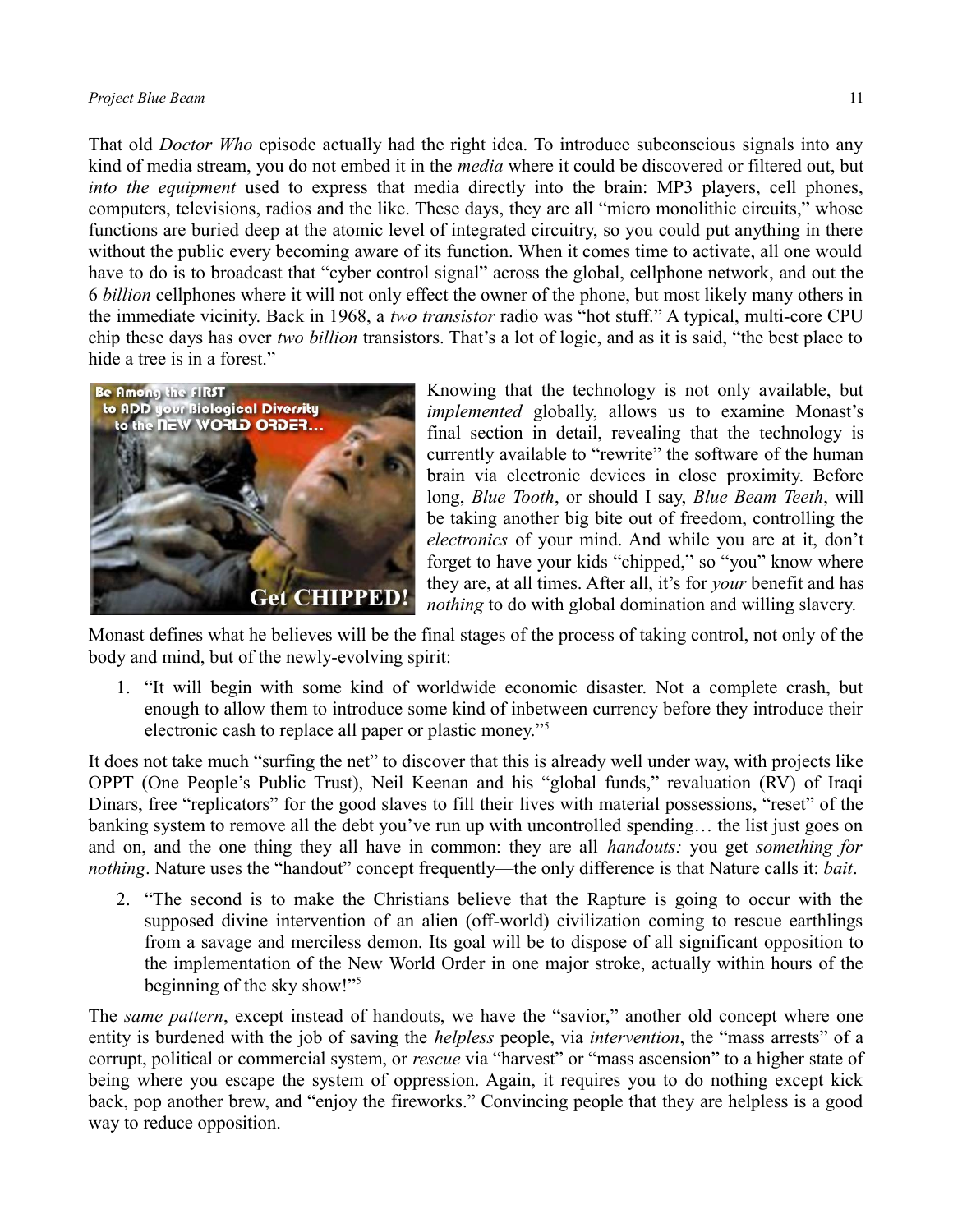That old *Doctor Who* episode actually had the right idea. To introduce subconscious signals into any kind of media stream, you do not embed it in the *media* where it could be discovered or filtered out, but *into the equipment* used to express that media directly into the brain: MP3 players, cell phones, computers, televisions, radios and the like. These days, they are all "micro monolithic circuits," whose functions are buried deep at the atomic level of integrated circuitry, so you could put anything in there without the public every becoming aware of its function. When it comes time to activate, all one would have to do is to broadcast that "cyber control signal" across the global, cellphone network, and out the 6 *billion* cellphones where it will not only effect the owner of the phone, but most likely many others in the immediate vicinity. Back in 1968, a *two transistor* radio was "hot stuff." A typical, multi-core CPU chip these days has over *two billion* transistors. That's a lot of logic, and as it is said, "the best place to hide a tree is in a forest."

Knowing that the technology is not only available, but *implemented* globally, allows us to examine Monast's final section in detail, revealing that the technology is currently available to "rewrite" the software of the human brain via electronic devices in close proximity. Before long, *Blue Tooth*, or should I say, *Blue Beam Teeth*, will be taking another big bite out of freedom, controlling the *electronics* of your mind. And while you are at it, don't forget to have your kids "chipped," so "you" know where they are, at all times. After all, it's for *your* benefit and has *nothing* to do with global domination and willing slavery.

Monast defines what he believes will be the final stages of the process of taking control, not only of the body and mind, but of the newly-evolving spirit:

1. "It will begin with some kind of worldwide economic disaster. Not a complete crash, but enough to allow them to introduce some kind of inbetween currency before they introduce their electronic cash to replace all paper or plastic money."[5]

It does not take much "surfing the net" to discover that this is already well under way, with projects like OPPT (One People's Public Trust), Neil Keenan and his "global funds," revaluation (RV) of Iraqi Dinars, free "replicators" for the good slaves to fill their lives with material possessions, "reset" of the banking system to remove all the debt you've run up with uncontrolled spending… the list just goes on and on, and the one thing they all have in common: they are all *handouts:* you get *something for nothing*. Nature uses the "handout" concept frequently—the only difference is that Nature calls it: *bait*.

2. "The second is to make the Christians believe that the Rapture is going to occur with the supposed divine intervention of an alien (off-world) civilization coming to rescue earthlings from a savage and merciless demon. Its goal will be to dispose of all significant opposition to the implementation of the New World Order in one major stroke, actually within hours of the beginning of the sky show!"[5]

The *same pattern*, except instead of handouts, we have the "savior," another old concept where one entity is burdened with the job of saving the *helpless* people, via *intervention*, the "mass arrests" of a corrupt, political or commercial system, or *rescue* via "harvest" or "mass ascension" to a higher state of being where you escape the system of oppression. Again, it requires you to do nothing except kick back, pop another brew, and "enjoy the fireworks." Convincing people that they are helpless is a good way to reduce opposition.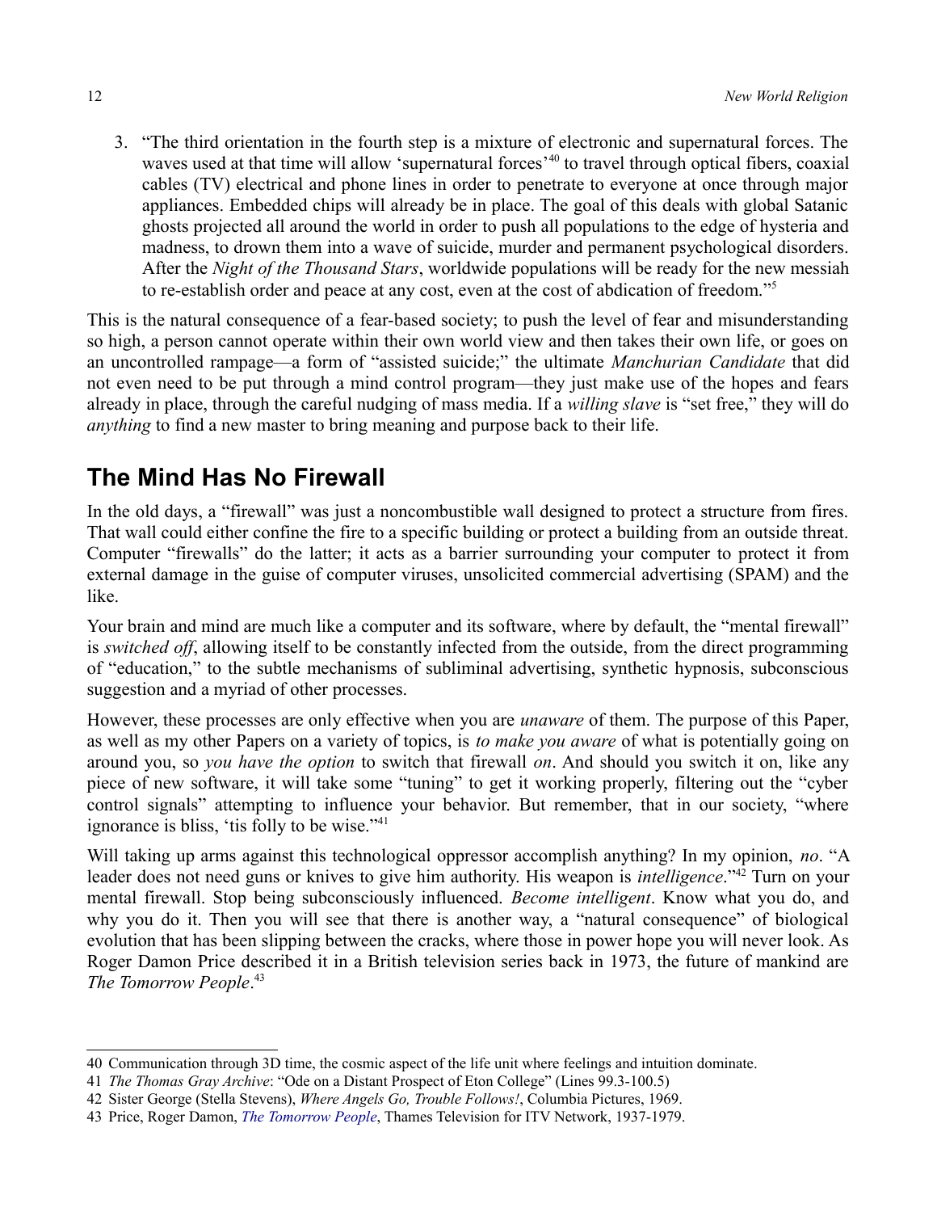3. "The third orientation in the fourth step is a mixture of electronic and supernatural forces. The waves used at that time will allow 'supernatural forces'[40] to travel through optical fibers, coaxial cables (TV) electrical and phone lines in order to penetrate to everyone at once through major appliances. Embedded chips will already be in place. The goal of this deals with global Satanic ghosts projected all around the world in order to push all populations to the edge of hysteria and madness, to drown them into a wave of suicide, murder and permanent psychological disorders. After the *Night of the Thousand Stars*, worldwide populations will be ready for the new messiah to re-establish order and peace at any cost, even at the cost of abdication of freedom."[5]

This is the natural consequence of a fear-based society; to push the level of fear and misunderstanding so high, a person cannot operate within their own world view and then takes their own life, or goes on an uncontrolled rampage—a form of "assisted suicide;" the ultimate *Manchurian Candidate* that did not even need to be put through a mind control program—they just make use of the hopes and fears already in place, through the careful nudging of mass media. If a *willing slave* is "set free," they will do *anything* to find a new master to bring meaning and purpose back to their life.

## The Mind Has No Firewall

In the old days, a "firewall" was just a noncombustible wall designed to protect a structure from fires. That wall could either confine the fire to a specific building or protect a building from an outside threat. Computer "firewalls" do the latter; it acts as a barrier surrounding your computer to protect it from external damage in the guise of computer viruses, unsolicited commercial advertising (SPAM) and the like.

Your brain and mind are much like a computer and its software, where by default, the "mental firewall" is *switched off*, allowing itself to be constantly infected from the outside, from the direct programming of "education," to the subtle mechanisms of subliminal advertising, synthetic hypnosis, subconscious suggestion and a myriad of other processes.

However, these processes are only effective when you are *unaware* of them. The purpose of this Paper, as well as my other Papers on a variety of topics, is *to make you aware* of what is potentially going on around you, so *you have the option* to switch that firewall *on*. And should you switch it on, like any piece of new software, it will take some "tuning" to get it working properly, filtering out the "cyber control signals" attempting to influence your behavior. But remember, that in our society, "where ignorance is bliss, 'tis folly to be wise."[41]

Will taking up arms against this technological oppressor accomplish anything? In my opinion, *no*. "A leader does not need guns or knives to give him authority. His weapon is *intelligence*."[42] Turn on your mental firewall. Stop being subconsciously influenced. *Become intelligent*. Know what you do, and why you do it. Then you will see that there is another way, a "natural consequence" of biological evolution that has been slipping between the cracks, where those in power hope you will never look. As Roger Damon Price described it in a British television series back in 1973, the future of mankind are *The Tomorrow People*.[43]

---

40 Communication through 3D time, the cosmic aspect of the life unit where feelings and intuition dominate.

41 *The Thomas Gray Archive*: "Ode on a Distant Prospect of Eton College" (Lines 99.3-100.5)

42 Sister George (Stella Stevens), *Where Angels Go, Trouble Follows!*, Columbia Pictures, 1969.

43 Price, Roger Damon, *The Tomorrow People*, Thames Television for ITV Network, 1937-1979.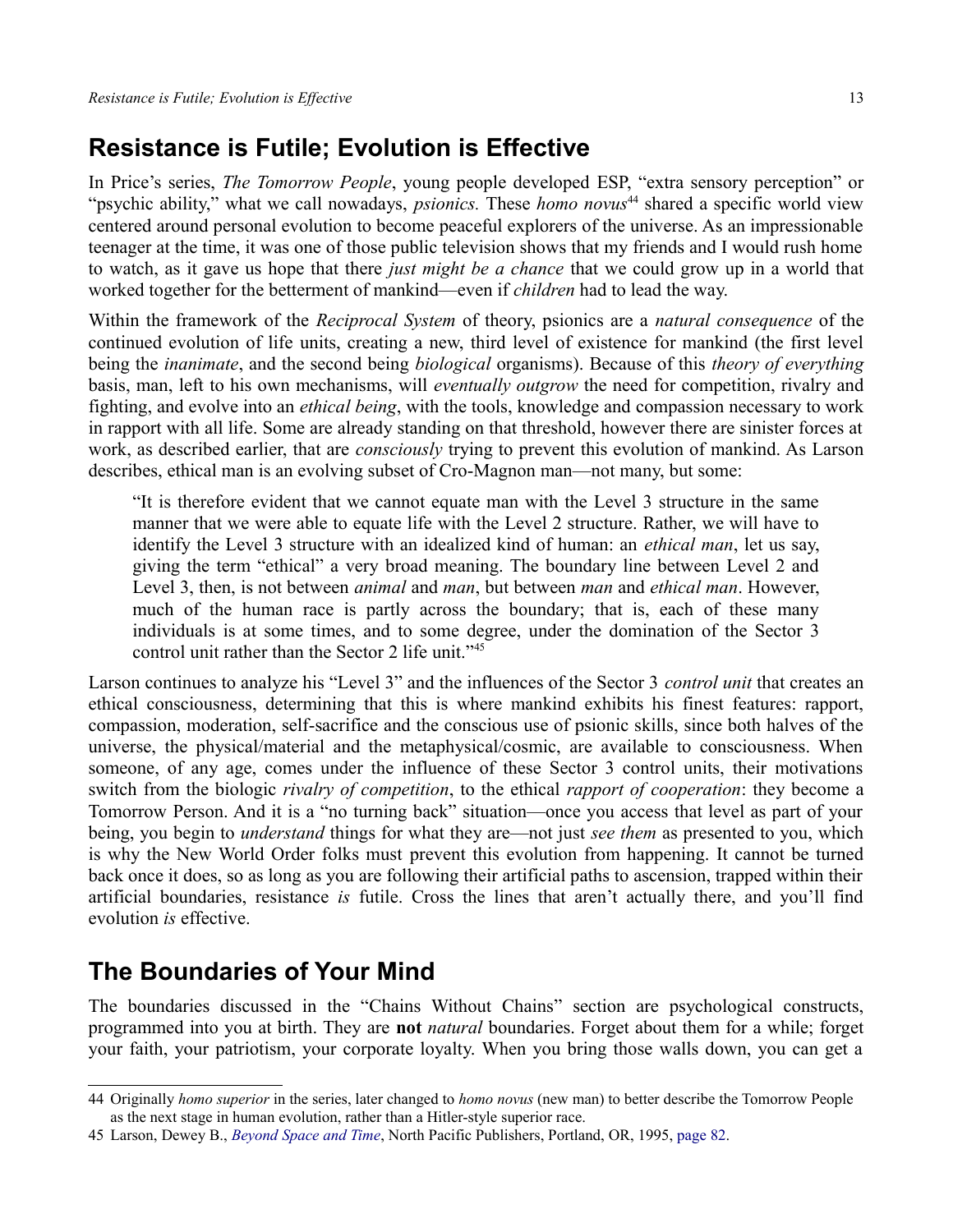## Resistance is Futile; Evolution is Effective

In Price's series, *The Tomorrow People*, young people developed ESP, "extra sensory perception" or "psychic ability," what we call nowadays, *psionics.* These *homo novus*[44] shared a specific world view centered around personal evolution to become peaceful explorers of the universe. As an impressionable teenager at the time, it was one of those public television shows that my friends and I would rush home to watch, as it gave us hope that there *just might be a chance* that we could grow up in a world that worked together for the betterment of mankind—even if *children* had to lead the way.

Within the framework of the *Reciprocal System* of theory, psionics are a *natural consequence* of the continued evolution of life units, creating a new, third level of existence for mankind (the first level being the *inanimate*, and the second being *biological* organisms). Because of this *theory of everything* basis, man, left to his own mechanisms, will *eventually outgrow* the need for competition, rivalry and fighting, and evolve into an *ethical being*, with the tools, knowledge and compassion necessary to work in rapport with all life. Some are already standing on that threshold, however there are sinister forces at work, as described earlier, that are *consciously* trying to prevent this evolution of mankind. As Larson describes, ethical man is an evolving subset of Cro-Magnon man—not many, but some:

> "It is therefore evident that we cannot equate man with the Level 3 structure in the same manner that we were able to equate life with the Level 2 structure. Rather, we will have to identify the Level 3 structure with an idealized kind of human: an *ethical man*, let us say, giving the term "ethical" a very broad meaning. The boundary line between Level 2 and Level 3, then, is not between *animal* and *man*, but between *man* and *ethical man*. However, much of the human race is partly across the boundary; that is, each of these many individuals is at some times, and to some degree, under the domination of the Sector 3 control unit rather than the Sector 2 life unit."[45]

Larson continues to analyze his "Level 3" and the influences of the Sector 3 *control unit* that creates an ethical consciousness, determining that this is where mankind exhibits his finest features: rapport, compassion, moderation, self-sacrifice and the conscious use of psionic skills, since both halves of the universe, the physical/material and the metaphysical/cosmic, are available to consciousness. When someone, of any age, comes under the influence of these Sector 3 control units, their motivations switch from the biologic *rivalry of competition*, to the ethical *rapport of cooperation*: they become a Tomorrow Person. And it is a "no turning back" situation—once you access that level as part of your being, you begin to *understand* things for what they are—not just *see them* as presented to you, which is why the New World Order folks must prevent this evolution from happening. It cannot be turned back once it does, so as long as you are following their artificial paths to ascension, trapped within their artificial boundaries, resistance *is* futile. Cross the lines that aren't actually there, and you'll find evolution *is* effective.

## The Boundaries of Your Mind

The boundaries discussed in the "Chains Without Chains" section are psychological constructs, programmed into you at birth. They are **not** *natural* boundaries. Forget about them for a while; forget your faith, your patriotism, your corporate loyalty. When you bring those walls down, you can get a

---

44 Originally *homo superior* in the series, later changed to *homo novus* (new man) to better describe the Tomorrow People as the next stage in human evolution, rather than a Hitler-style superior race.

45 Larson, Dewey B., *Beyond Space and Time*, North Pacific Publishers, Portland, OR, 1995, page 82.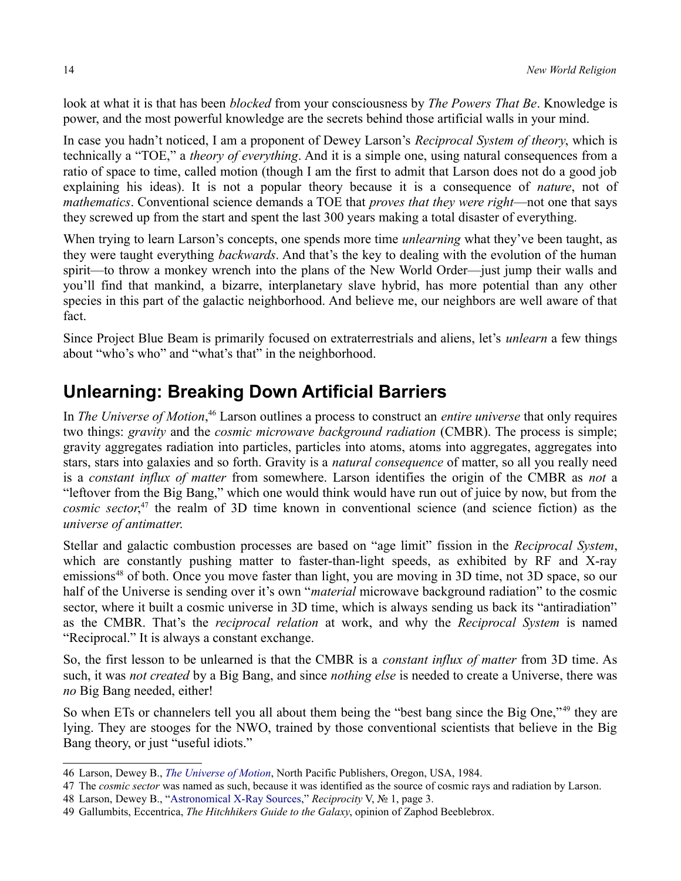look at what it is that has been *blocked* from your consciousness by *The Powers That Be*. Knowledge is power, and the most powerful knowledge are the secrets behind those artificial walls in your mind.

In case you hadn't noticed, I am a proponent of Dewey Larson's *Reciprocal System of theory*, which is technically a "TOE," a *theory of everything*. And it is a simple one, using natural consequences from a ratio of space to time, called motion (though I am the first to admit that Larson does not do a good job explaining his ideas). It is not a popular theory because it is a consequence of *nature*, not of *mathematics*. Conventional science demands a TOE that *proves that they were right*—not one that says they screwed up from the start and spent the last 300 years making a total disaster of everything.

When trying to learn Larson's concepts, one spends more time *unlearning* what they've been taught, as they were taught everything *backwards*. And that's the key to dealing with the evolution of the human spirit—to throw a monkey wrench into the plans of the New World Order—just jump their walls and you'll find that mankind, a bizarre, interplanetary slave hybrid, has more potential than any other species in this part of the galactic neighborhood. And believe me, our neighbors are well aware of that fact.

Since Project Blue Beam is primarily focused on extraterrestrials and aliens, let's *unlearn* a few things about "who's who" and "what's that" in the neighborhood.

## Unlearning: Breaking Down Artificial Barriers

In *The Universe of Motion*,[46] Larson outlines a process to construct an *entire universe* that only requires two things: *gravity* and the *cosmic microwave background radiation* (CMBR). The process is simple; gravity aggregates radiation into particles, particles into atoms, atoms into aggregates, aggregates into stars, stars into galaxies and so forth. Gravity is a *natural consequence* of matter, so all you really need is a *constant influx of matter* from somewhere. Larson identifies the origin of the CMBR as *not* a "leftover from the Big Bang," which one would think would have run out of juice by now, but from the *cosmic sector*,[47] the realm of 3D time known in conventional science (and science fiction) as the *universe of antimatter.*

Stellar and galactic combustion processes are based on "age limit" fission in the *Reciprocal System*, which are constantly pushing matter to faster-than-light speeds, as exhibited by RF and X-ray emissions[48] of both. Once you move faster than light, you are moving in 3D time, not 3D space, so our half of the Universe is sending over it's own "*material* microwave background radiation" to the cosmic sector, where it built a cosmic universe in 3D time, which is always sending us back its "antiradiation" as the CMBR. That's the *reciprocal relation* at work, and why the *Reciprocal System* is named "Reciprocal." It is always a constant exchange.

So, the first lesson to be unlearned is that the CMBR is a *constant influx of matter* from 3D time. As such, it was *not created* by a Big Bang, and since *nothing else* is needed to create a Universe, there was *no* Big Bang needed, either!

So when ETs or channelers tell you all about them being the "best bang since the Big One,"[49] they are lying. They are stooges for the NWO, trained by those conventional scientists that believe in the Big Bang theory, or just "useful idiots."

---

46 Larson, Dewey B., *The Universe of Motion*, North Pacific Publishers, Oregon, USA, 1984.

47 The *cosmic sector* was named as such, because it was identified as the source of cosmic rays and radiation by Larson.

48 Larson, Dewey B., "Astronomical X-Ray Sources," *Reciprocity* V, № 1, page 3.

49 Gallumbits, Eccentrica, *The Hitchhikers Guide to the Galaxy*, opinion of Zaphod Beeblebrox.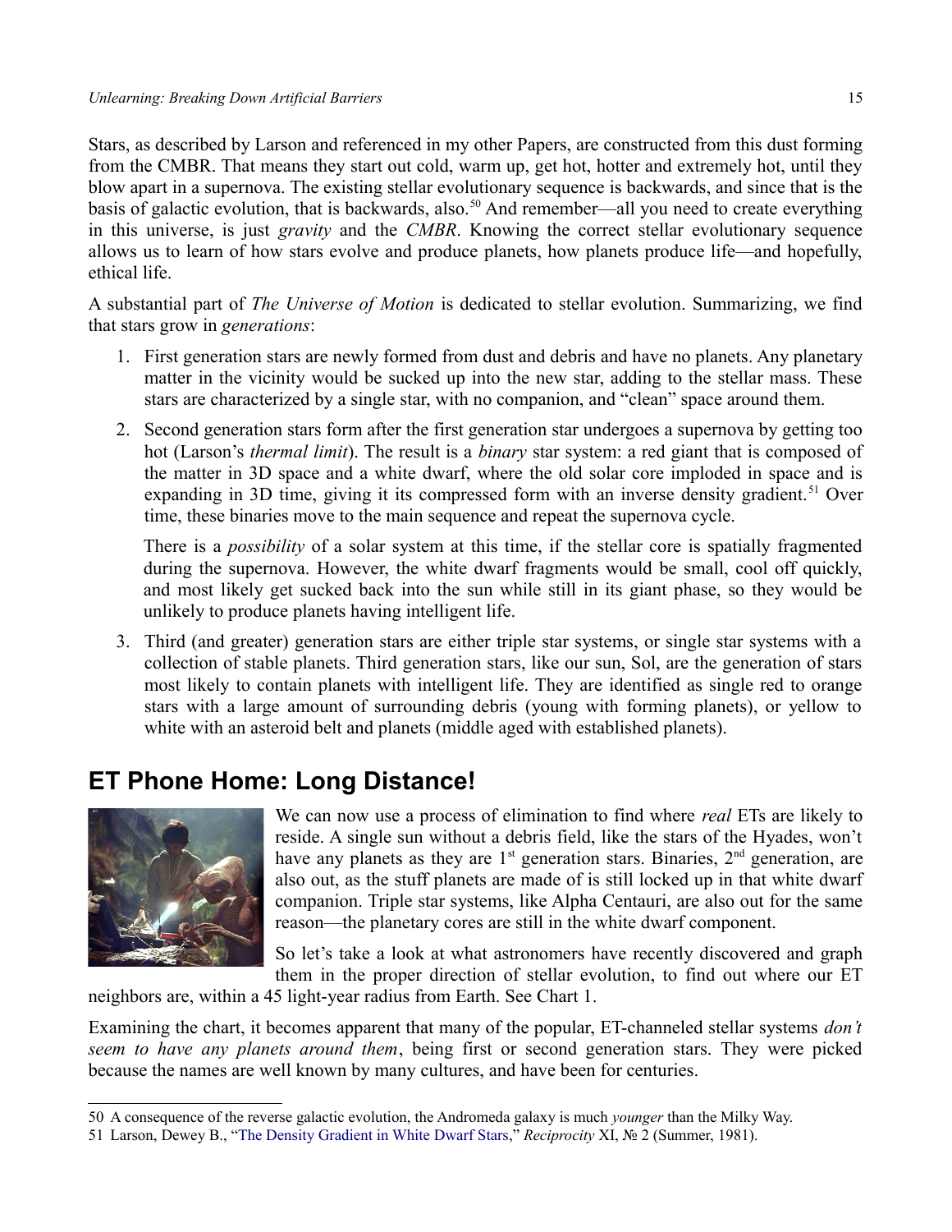Stars, as described by Larson and referenced in my other Papers, are constructed from this dust forming from the CMBR. That means they start out cold, warm up, get hot, hotter and extremely hot, until they blow apart in a supernova. The existing stellar evolutionary sequence is backwards, and since that is the basis of galactic evolution, that is backwards, also.[50] And remember—all you need to create everything in this universe, is just *gravity* and the *CMBR*. Knowing the correct stellar evolutionary sequence allows us to learn of how stars evolve and produce planets, how planets produce life—and hopefully, ethical life.

A substantial part of *The Universe of Motion* is dedicated to stellar evolution. Summarizing, we find that stars grow in *generations*:

1. First generation stars are newly formed from dust and debris and have no planets. Any planetary matter in the vicinity would be sucked up into the new star, adding to the stellar mass. These stars are characterized by a single star, with no companion, and "clean" space around them.

2. Second generation stars form after the first generation star undergoes a supernova by getting too hot (Larson's *thermal limit*). The result is a *binary* star system: a red giant that is composed of the matter in 3D space and a white dwarf, where the old solar core imploded in space and is expanding in 3D time, giving it its compressed form with an inverse density gradient.[51] Over time, these binaries move to the main sequence and repeat the supernova cycle.

   There is a *possibility* of a solar system at this time, if the stellar core is spatially fragmented during the supernova. However, the white dwarf fragments would be small, cool off quickly, and most likely get sucked back into the sun while still in its giant phase, so they would be unlikely to produce planets having intelligent life.

3. Third (and greater) generation stars are either triple star systems, or single star systems with a collection of stable planets. Third generation stars, like our sun, Sol, are the generation of stars most likely to contain planets with intelligent life. They are identified as single red to orange stars with a large amount of surrounding debris (young with forming planets), or yellow to white with an asteroid belt and planets (middle aged with established planets).

## ET Phone Home: Long Distance!

We can now use a process of elimination to find where *real* ETs are likely to reside. A single sun without a debris field, like the stars of the Hyades, won't have any planets as they are 1st generation stars. Binaries, 2nd generation, are also out, as the stuff planets are made of is still locked up in that white dwarf companion. Triple star systems, like Alpha Centauri, are also out for the same reason—the planetary cores are still in the white dwarf component.

So let's take a look at what astronomers have recently discovered and graph them in the proper direction of stellar evolution, to find out where our ET neighbors are, within a 45 light-year radius from Earth. See Chart 1.

Examining the chart, it becomes apparent that many of the popular, ET-channeled stellar systems *don't seem to have any planets around them*, being first or second generation stars. They were picked because the names are well known by many cultures, and have been for centuries.

---

50 A consequence of the reverse galactic evolution, the Andromeda galaxy is much *younger* than the Milky Way.

51 Larson, Dewey B., "The Density Gradient in White Dwarf Stars," *Reciprocity* XI, № 2 (Summer, 1981).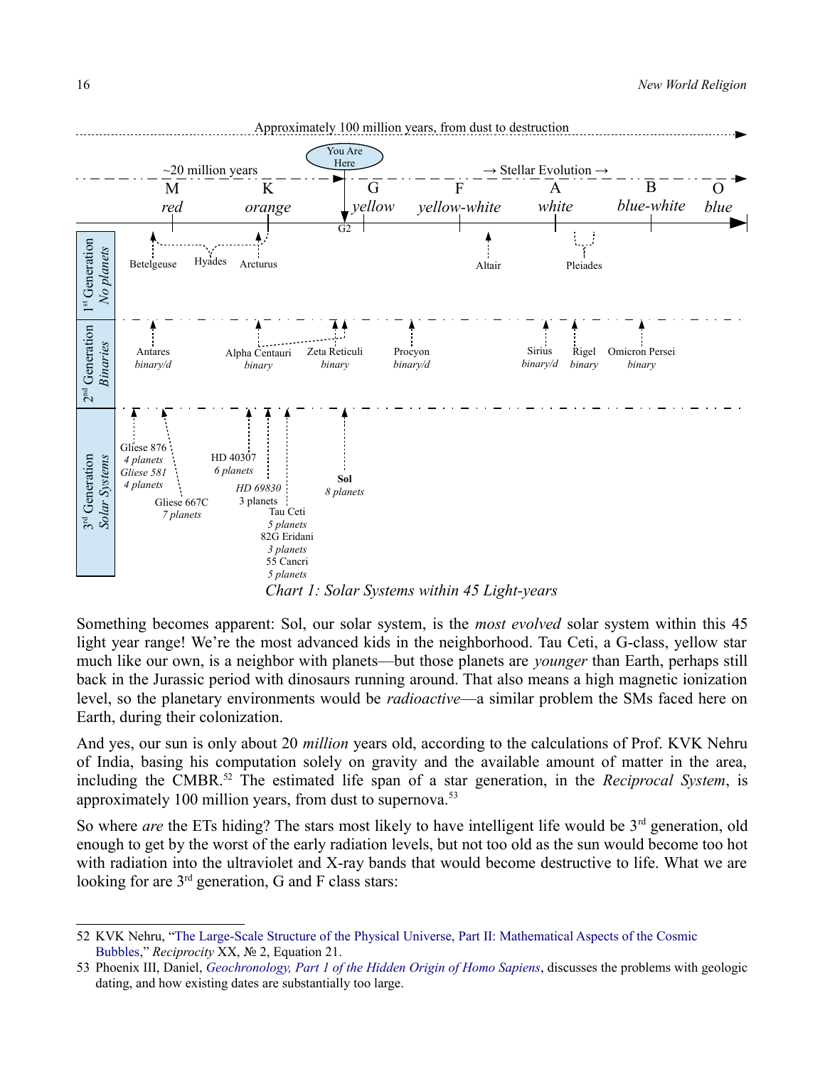Approximately 100 million years, from dust to destruction

~20 million years — You Are Here — → Stellar Evolution →

| | M red | K orange | G2 / G yellow | F yellow-white | A white | B blue-white | O blue |
|---|---|---|---|---|---|---|---|
| 1st Generation *No planets* | Betelgeuse, Hyades | Hyades, Arcturus | | Altair | Pleiades | | |
| 2nd Generation *Binaries* | Antares *binary/d* | Alpha Centauri *binary* | Zeta Reticuli *binary* | Procyon *binary/d* | Sirius *binary/d*, Rigel *binary* | Omicron Persei *binary* | |
| 3rd Generation *Solar Systems* | Gliese 876 *4 planets*, *Gliese 581* *4 planets*, Gliese 667C *7 planets* | HD 40307 *6 planets*, *HD 69830* 3 planets, Tau Ceti *5 planets*, 82G Eridani *3 planets*, 55 Cancri *5 planets* | **Sol** *8 planets* | | | | |

*Chart 1: Solar Systems within 45 Light-years*

Something becomes apparent: Sol, our solar system, is the *most evolved* solar system within this 45 light year range! We're the most advanced kids in the neighborhood. Tau Ceti, a G-class, yellow star much like our own, is a neighbor with planets—but those planets are *younger* than Earth, perhaps still back in the Jurassic period with dinosaurs running around. That also means a high magnetic ionization level, so the planetary environments would be *radioactive*—a similar problem the SMs faced here on Earth, during their colonization.

And yes, our sun is only about 20 *million* years old, according to the calculations of Prof. KVK Nehru of India, basing his computation solely on gravity and the available amount of matter in the area, including the CMBR.[52] The estimated life span of a star generation, in the *Reciprocal System*, is approximately 100 million years, from dust to supernova.[53]

So where *are* the ETs hiding? The stars most likely to have intelligent life would be 3rd generation, old enough to get by the worst of the early radiation levels, but not too old as the sun would become too hot with radiation into the ultraviolet and X-ray bands that would become destructive to life. What we are looking for are 3rd generation, G and F class stars:

---

52 KVK Nehru, "The Large-Scale Structure of the Physical Universe, Part II: Mathematical Aspects of the Cosmic Bubbles," *Reciprocity* XX, № 2, Equation 21.

53 Phoenix III, Daniel, *Geochronology, Part 1 of the Hidden Origin of Homo Sapiens*, discusses the problems with geologic dating, and how existing dates are substantially too large.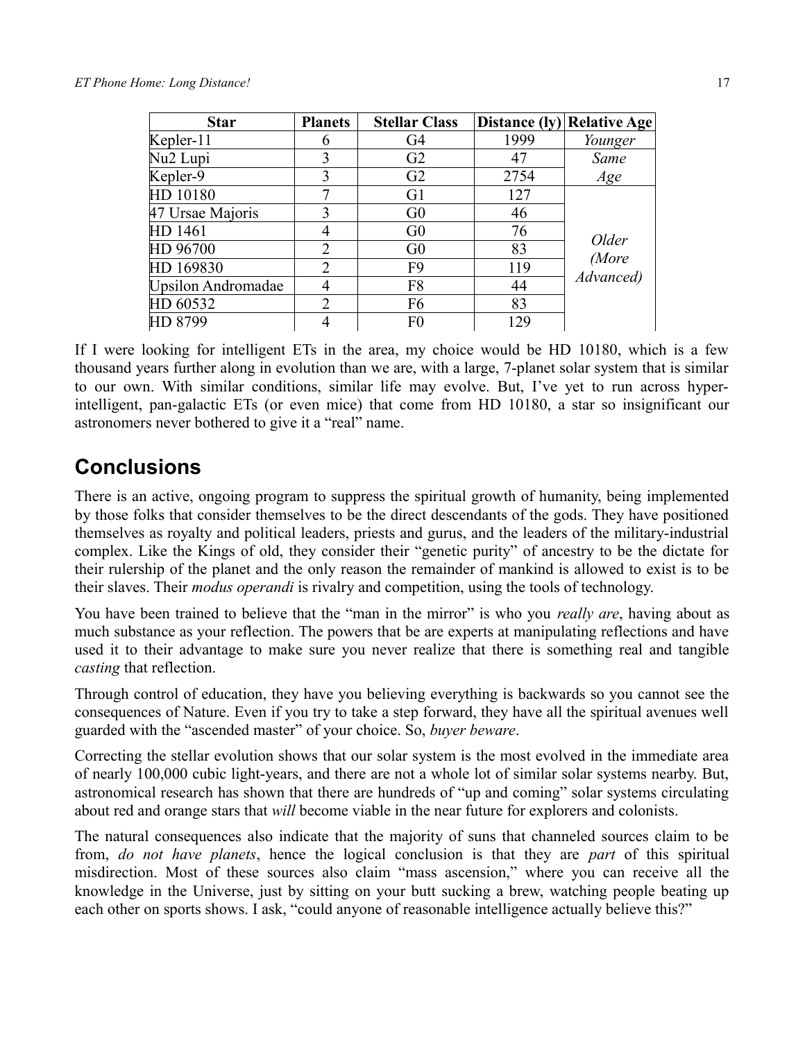| Star | Planets | Stellar Class | Distance (ly) | Relative Age |
|---|---|---|---|---|
| Kepler-11 | 6 | G4 | 1999 | *Younger* |
| Nu2 Lupi | 3 | G2 | 47 | *Same Age* |
| Kepler-9 | 3 | G2 | 2754 | |
| HD 10180 | 7 | G1 | 127 | *Older (More Advanced)* |
| 47 Ursae Majoris | 3 | G0 | 46 | |
| HD 1461 | 4 | G0 | 76 | |
| HD 96700 | 2 | G0 | 83 | |
| HD 169830 | 2 | F9 | 119 | |
| Upsilon Andromadae | 4 | F8 | 44 | |
| HD 60532 | 2 | F6 | 83 | |
| HD 8799 | 4 | F0 | 129 | |

If I were looking for intelligent ETs in the area, my choice would be HD 10180, which is a few thousand years further along in evolution than we are, with a large, 7-planet solar system that is similar to our own. With similar conditions, similar life may evolve. But, I've yet to run across hyper-intelligent, pan-galactic ETs (or even mice) that come from HD 10180, a star so insignificant our astronomers never bothered to give it a "real" name.

## Conclusions

There is an active, ongoing program to suppress the spiritual growth of humanity, being implemented by those folks that consider themselves to be the direct descendants of the gods. They have positioned themselves as royalty and political leaders, priests and gurus, and the leaders of the military-industrial complex. Like the Kings of old, they consider their "genetic purity" of ancestry to be the dictate for their rulership of the planet and the only reason the remainder of mankind is allowed to exist is to be their slaves. Their *modus operandi* is rivalry and competition, using the tools of technology.

You have been trained to believe that the "man in the mirror" is who you *really are*, having about as much substance as your reflection. The powers that be are experts at manipulating reflections and have used it to their advantage to make sure you never realize that there is something real and tangible *casting* that reflection.

Through control of education, they have you believing everything is backwards so you cannot see the consequences of Nature. Even if you try to take a step forward, they have all the spiritual avenues well guarded with the "ascended master" of your choice. So, *buyer beware*.

Correcting the stellar evolution shows that our solar system is the most evolved in the immediate area of nearly 100,000 cubic light-years, and there are not a whole lot of similar solar systems nearby. But, astronomical research has shown that there are hundreds of "up and coming" solar systems circulating about red and orange stars that *will* become viable in the near future for explorers and colonists.

The natural consequences also indicate that the majority of suns that channeled sources claim to be from, *do not have planets*, hence the logical conclusion is that they are *part* of this spiritual misdirection. Most of these sources also claim "mass ascension," where you can receive all the knowledge in the Universe, just by sitting on your butt sucking a brew, watching people beating up each other on sports shows. I ask, "could anyone of reasonable intelligence actually believe this?"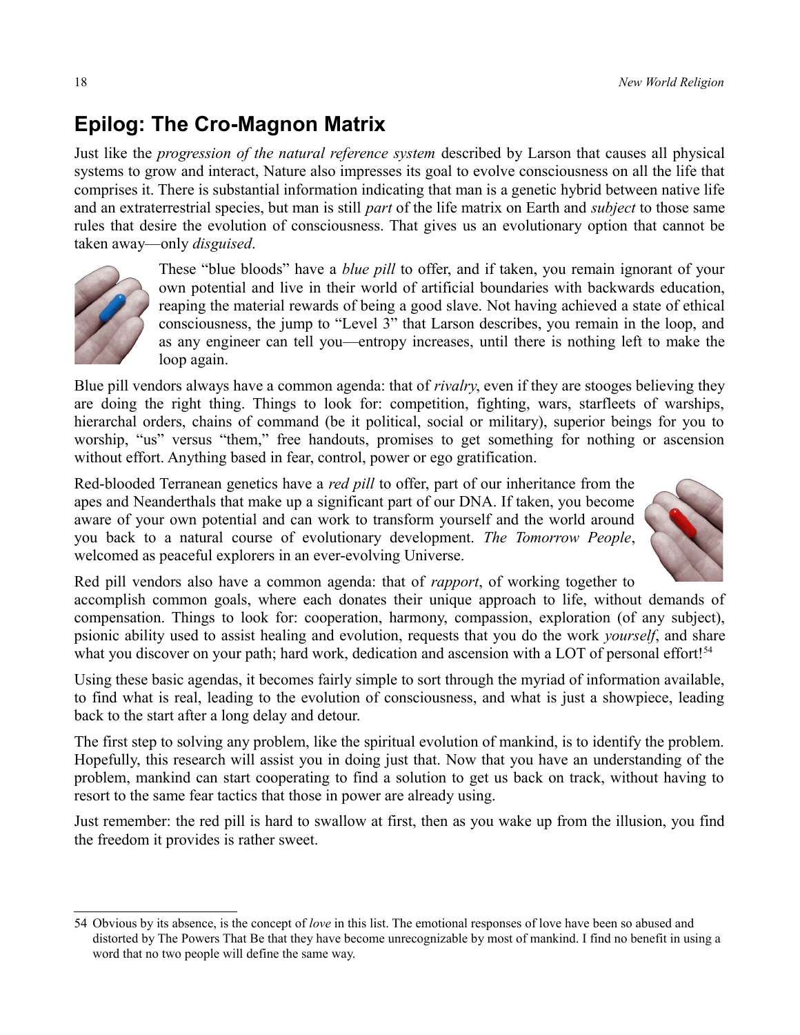## Epilog: The Cro-Magnon Matrix

Just like the *progression of the natural reference system* described by Larson that causes all physical systems to grow and interact, Nature also impresses its goal to evolve consciousness on all the life that comprises it. There is substantial information indicating that man is a genetic hybrid between native life and an extraterrestrial species, but man is still *part* of the life matrix on Earth and *subject* to those same rules that desire the evolution of consciousness. That gives us an evolutionary option that cannot be taken away—only *disguised*.

These "blue bloods" have a *blue pill* to offer, and if taken, you remain ignorant of your own potential and live in their world of artificial boundaries with backwards education, reaping the material rewards of being a good slave. Not having achieved a state of ethical consciousness, the jump to "Level 3" that Larson describes, you remain in the loop, and as any engineer can tell you—entropy increases, until there is nothing left to make the loop again.

Blue pill vendors always have a common agenda: that of *rivalry*, even if they are stooges believing they are doing the right thing. Things to look for: competition, fighting, wars, starfleets of warships, hierarchal orders, chains of command (be it political, social or military), superior beings for you to worship, "us" versus "them," free handouts, promises to get something for nothing or ascension without effort. Anything based in fear, control, power or ego gratification.

Red-blooded Terranean genetics have a *red pill* to offer, part of our inheritance from the apes and Neanderthals that make up a significant part of our DNA. If taken, you become aware of your own potential and can work to transform yourself and the world around you back to a natural course of evolutionary development. *The Tomorrow People*, welcomed as peaceful explorers in an ever-evolving Universe.

Red pill vendors also have a common agenda: that of *rapport*, of working together to accomplish common goals, where each donates their unique approach to life, without demands of compensation. Things to look for: cooperation, harmony, compassion, exploration (of any subject), psionic ability used to assist healing and evolution, requests that you do the work *yourself*, and share what you discover on your path; hard work, dedication and ascension with a LOT of personal effort![54]

Using these basic agendas, it becomes fairly simple to sort through the myriad of information available, to find what is real, leading to the evolution of consciousness, and what is just a showpiece, leading back to the start after a long delay and detour.

The first step to solving any problem, like the spiritual evolution of mankind, is to identify the problem. Hopefully, this research will assist you in doing just that. Now that you have an understanding of the problem, mankind can start cooperating to find a solution to get us back on track, without having to resort to the same fear tactics that those in power are already using.

Just remember: the red pill is hard to swallow at first, then as you wake up from the illusion, you find the freedom it provides is rather sweet.

---

54 Obvious by its absence, is the concept of *love* in this list. The emotional responses of love have been so abused and distorted by The Powers That Be that they have become unrecognizable by most of mankind. I find no benefit in using a word that no two people will define the same way.